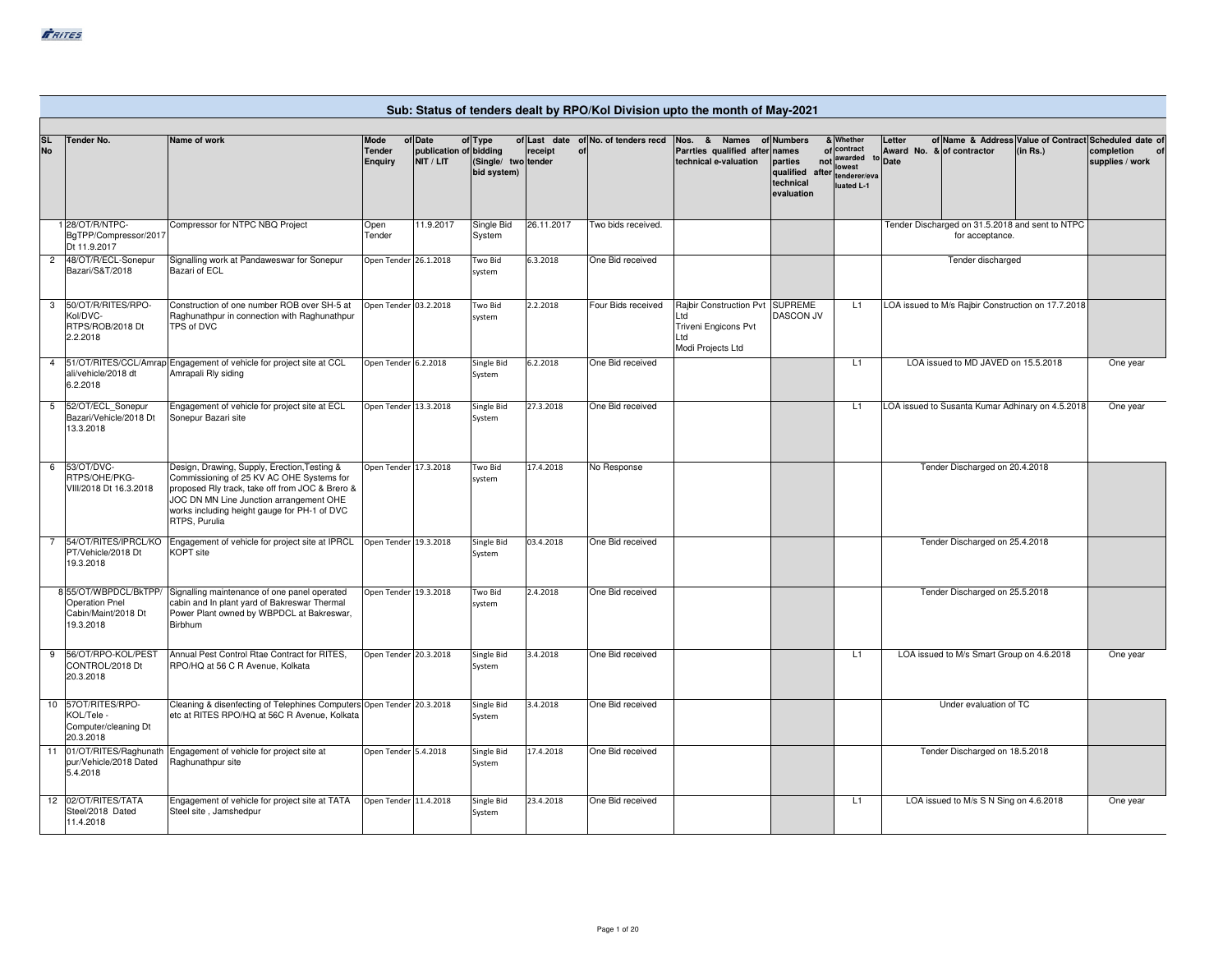## Sub: Status of tenders dealt by RPO/Kol Division upto the month of May-2021

| SL No | Tender No. | Name of work | Mode of Tender Enquiry | Date of publication of NIT / LIT | Type of bidding (Single/ two bid system) | Last date of receipt of tender | No. of tenders recd | Nos. & Names of Parrties qualified after technical e-valuation | Numbers & names of parties not qualified after technical evaluation | Whether contract awarded to lowest tenderer/evaluated L-1 | Letter of Award No. & Date | Name & Address of contractor | Value of Contract (in Rs.) | Scheduled date of completion of supplies / work |
|---|---|---|---|---|---|---|---|---|---|---|---|---|---|---|
| 1 | 28/OT/R/NTPC-BgTPP/Compressor/2017 Dt 11.9.2017 | Compressor for NTPC NBQ Project | Open Tender | 11.9.2017 | Single Bid System | 26.11.2017 | Two bids received. | | | | Tender Discharged on 31.5.2018 and sent to NTPC for acceptance. | | | |
| 2 | 48/OT/R/ECL-Sonepur Bazari/S&T/2018 | Signalling work at Pandaweswar for Sonepur Bazari of ECL | Open Tender | 26.1.2018 | Two Bid system | 6.3.2018 | One Bid received | | | | Tender discharged | | | |
| 3 | 50/OT/R/RITES/RPO-Kol/DVC-RTPS/ROB/2018 Dt 2.2.2018 | Construction of one number ROB over SH-5 at Raghunathpur in connection with Raghunathpur TPS of DVC | Open Tender | 03.2.2018 | Two Bid system | 2.2.2018 | Four Bids received | Rajbir Construction Pvt Ltd<br>Triveni Engicons Pvt Ltd<br>Modi Projects Ltd | SUPREME DASCON JV | L1 | LOA issued to M/s Rajbir Construction on 17.7.2018 | | | |
| 4 | 51/OT/RITES/CCL/Amrapali/vehicle/2018 dt 6.2.2018 | Engagement of vehicle for project site at CCL Amrapali Rly siding | Open Tender | 6.2.2018 | Single Bid System | 6.2.2018 | One Bid received | | | L1 | LOA issued to MD JAVED on 15.5.2018 | | | One year |
| 5 | 52/OT/ECL_Sonepur Bazari/Vehicle/2018 Dt 13.3.2018 | Engagement of vehicle for project site at ECL Sonepur Bazari site | Open Tender | 13.3.2018 | Single Bid System | 27.3.2018 | One Bid received | | | L1 | LOA issued to Susanta Kumar Adhinary on 4.5.2018 | | | One year |
| 6 | 53/OT/DVC-RTPS/OHE/PKG-VIII/2018 Dt 16.3.2018 | Design, Drawing, Supply, Erection,Testing & Commissioning of 25 KV AC OHE Systems for proposed Rly track, take off from JOC & Brero & JOC DN MN Line Junction arrangement OHE works including height gauge for PH-1 of DVC RTPS, Purulia | Open Tender | 17.3.2018 | Two Bid system | 17.4.2018 | No Response | | | | Tender Discharged on 20.4.2018 | | | |
| 7 | 54/OT/RITES/IPRCL/KOPT/Vehicle/2018 Dt 19.3.2018 | Engagement of vehicle for project site at IPRCL KOPT site | Open Tender | 19.3.2018 | Single Bid System | 03.4.2018 | One Bid received | | | | Tender Discharged on 25.4.2018 | | | |
| 8 | 55/OT/WBPDCL/BkTPP/Operation Pnel Cabin/Maint/2018 Dt 19.3.2018 | Signalling maintenance of one panel operated cabin and In plant yard of Bakreswar Thermal Power Plant owned by WBPDCL at Bakreswar, Birbhum | Open Tender | 19.3.2018 | Two Bid system | 2.4.2018 | One Bid received | | | | Tender Discharged on 25.5.2018 | | | |
| 9 | 56/OT/RPO-KOL/PEST CONTROL/2018 Dt 20.3.2018 | Annual Pest Control Rtae Contract for RITES, RPO/HQ at 56 C R Avenue, Kolkata | Open Tender | 20.3.2018 | Single Bid System | 3.4.2018 | One Bid received | | | L1 | LOA issued to M/s Smart Group on 4.6.2018 | | | One year |
| 10 | 57OT/RITES/RPO-KOL/Tele - Computer/cleaning Dt 20.3.2018 | Cleaning & disenfecting of Telephines Computers etc at RITES RPO/HQ at 56C R Avenue, Kolkata | Open Tender | 20.3.2018 | Single Bid System | 3.4.2018 | One Bid received | | | | Under evaluation of TC | | | |
| 11 | 01/OT/RITES/Raghunathpur/Vehicle/2018 Dated 5.4.2018 | Engagement of vehicle for project site at Raghunathpur site | Open Tender | 5.4.2018 | Single Bid System | 17.4.2018 | One Bid received | | | | Tender Discharged on 18.5.2018 | | | |
| 12 | 02/OT/RITES/TATA Steel/2018 Dated 11.4.2018 | Engagement of vehicle for project site at TATA Steel site , Jamshedpur | Open Tender | 11.4.2018 | Single Bid System | 23.4.2018 | One Bid received | | | L1 | LOA issued to M/s S N Sing on 4.6.2018 | | | One year |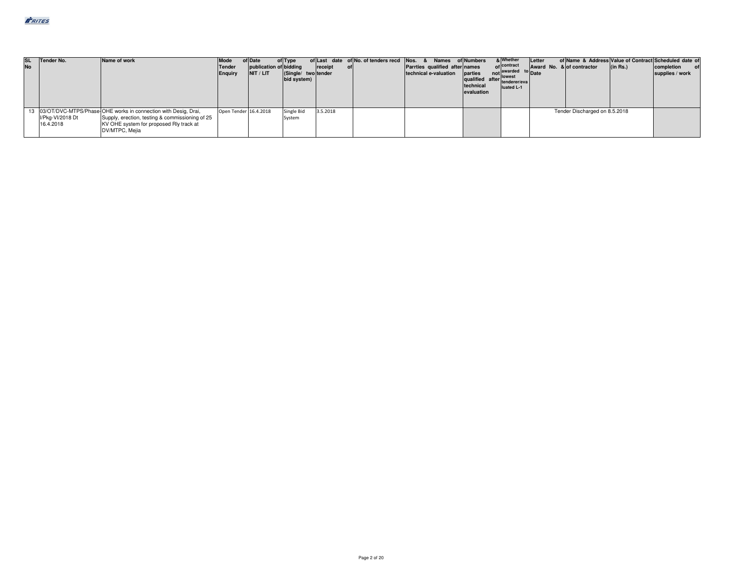| SL No | Tender No. | Name of work | Mode of Tender Enquiry | Date of publication of NIT / LIT | Type of bidding (Single/ two bid system) | Last date of receipt of tender | No. of tenders recd | Nos. & Names of Parrties qualified after technical e-valuation | Numbers & names of parties not qualified after technical evaluation | Whether contract awarded to lowest tenderer/evaluated L-1 | Letter of Award No. & Date | Name & Address of contractor | Value of Contract (in Rs.) | Scheduled date of completion of supplies / work |
|---|---|---|---|---|---|---|---|---|---|---|---|---|---|---|
| 13 | 03/OT/DVC-MTPS/Phase-I/Pkg-VI/2018 Dt 16.4.2018 | OHE works in connection with Desig, Drai, Supply, erection, testing & commissioning of 25 KV OHE system for proposed Rly track at DV/MTPC, Mejia | Open Tender | 16.4.2018 | Single Bid System | 3.5.2018 | | | | | Tender Discharged on 8.5.2018 | | | |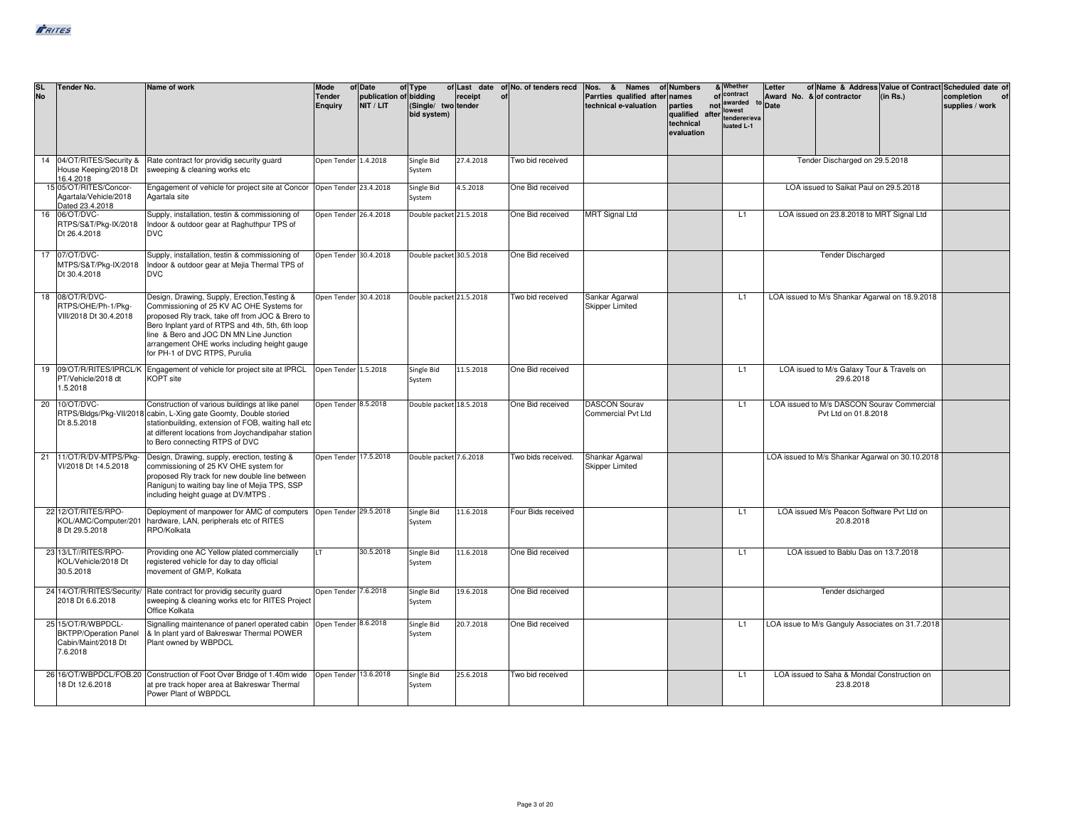| SL No | Tender No. | Name of work | Mode of Tender Enquiry | Date of publication of NIT / LIT | Type of bidding (Single/ two bid system) | Last date of receipt of tender | No. of tenders recd | Nos. & Names of Parrties qualified after technical e-valuation | Numbers & names of parties not qualified after technical evaluation | Whether contract awarded to lowest tenderer/evaluated L-1 | Letter of Award No. & Date | Name & Address of contractor | Value of Contract (in Rs.) | Scheduled date of completion of supplies / work |
|---|---|---|---|---|---|---|---|---|---|---|---|---|---|---|
| 14 | 04/OT/RITES/Security & House Keeping/2018 Dt 16.4.2018 | Rate contract for providig security guard sweeping & cleaning works etc | Open Tender | 1.4.2018 | Single Bid System | 27.4.2018 | Two bid received | | | | Tender Discharged on 29.5.2018 | | | |
| 15 | 05/OT/RITES/Concor-Agartala/Vehicle/2018 Dated 23.4.2018 | Engagement of vehicle for project site at Concor Agartala site | Open Tender | 23.4.2018 | Single Bid System | 4.5.2018 | One Bid received | | | | LOA issued to Saikat Paul on 29.5.2018 | | | |
| 16 | 06/OT/DVC-RTPS/S&T/Pkg-IX/2018 Dt 26.4.2018 | Supply, installation, testin & commissioning of Indoor & outdoor gear at Raghuthpur TPS of DVC | Open Tender | 26.4.2018 | Double packet | 21.5.2018 | One Bid received | MRT Signal Ltd | | L1 | LOA issued on 23.8.2018 to MRT Signal Ltd | | | |
| 17 | 07/OT/DVC-MTPS/S&T/Pkg-IX/2018 Dt 30.4.2018 | Supply, installation, testin & commissioning of Indoor & outdoor gear at Mejia Thermal TPS of DVC | Open Tender | 30.4.2018 | Double packet | 30.5.2018 | One Bid received | | | | Tender Discharged | | | |
| 18 | 08/OT/R/DVC-RTPS/OHE/Ph-1/Pkg-VIII/2018 Dt 30.4.2018 | Design, Drawing, Supply, Erection,Testing & Commissioning of 25 KV AC OHE Systems for proposed Rly track, take off from JOC & Brero to Bero Inplant yard of RTPS and 4th, 5th, 6th loop line & Bero and JOC DN MN Line Junction arrangement OHE works including height gauge for PH-1 of DVC RTPS, Purulia | Open Tender | 30.4.2018 | Double packet | 21.5.2018 | Two bid received | Sankar Agarwal<br>Skipper Limited | | L1 | LOA issued to M/s Shankar Agarwal on 18.9.2018 | | | |
| 19 | 09/OT/R/RITES/IPRCL/KPT/Vehicle/2018 dt 1.5.2018 | Engagement of vehicle for project site at IPRCL KOPT site | Open Tender | 1.5.2018 | Single Bid System | 11.5.2018 | One Bid received | | | L1 | LOA isued to M/s Galaxy Tour & Travels on 29.6.2018 | | | |
| 20 | 10/OT/DVC-RTPS/Bldgs/Pkg-VII/2018 Dt 8.5.2018 | Construction of various buildings at like panel cabin, L-Xing gate Goomty, Double storied stationbuilding, extension of FOB, waiting hall etc at different locations from Joychandipahar station to Bero connecting RTPS of DVC | Open Tender | 8.5.2018 | Double packet | 18.5.2018 | One Bid received | DASCON Sourav Commercial Pvt Ltd | | L1 | LOA issued to M/s DASCON Sourav Commercial Pvt Ltd on 01.8.2018 | | | |
| 21 | 11/OT/R/DV-MTPS/Pkg-VI/2018 Dt 14.5.2018 | Design, Drawing, supply, erection, testing & commissioning of 25 KV OHE system for proposed Rly track for new double line between Ranigunj to waiting bay line of Mejia TPS, SSP including height guage at DV/MTPS . | Open Tender | 17.5.2018 | Double packet | 7.6.2018 | Two bids received. | Shankar Agarwal<br>Skipper Limited | | | LOA issued to M/s Shankar Agarwal on 30.10.2018 | | | |
| 22 | 12/OT/RITES/RPO-KOL/AMC/Computer/2018 Dt 29.5.2018 | Deployment of manpower for AMC of computers hardware, LAN, peripherals etc of RITES RPO/Kolkata | Open Tender | 29.5.2018 | Single Bid System | 11.6.2018 | Four Bids received | | | L1 | LOA issued M/s Peacon Software Pvt Ltd on 20.8.2018 | | | |
| 23 | 13/LT//RITES/RPO-KOL/Vehicle/2018 Dt 30.5.2018 | Providing one AC Yellow plated commercially registered vehicle for day to day official movement of GM/P, Kolkata | LT | 30.5.2018 | Single Bid System | 11.6.2018 | One Bid received | | | L1 | LOA issued to Bablu Das on 13.7.2018 | | | |
| 24 | 14/OT/R/RITES/Security/2018 Dt 6.6.2018 | Rate contract for providig security guard sweeping & cleaning works etc for RITES Project Office Kolkata | Open Tender | 7.6.2018 | Single Bid System | 19.6.2018 | One Bid received | | | | Tender dsicharged | | | |
| 25 | 15/OT/R/WBPDCL-BKTPP/Operation Panel Cabin/Maint/2018 Dt 7.6.2018 | Signalling maintenance of panerl operated cabin & In plant yard of Bakreswar Thermal POWER Plant owned by WBPDCL | Open Tender | 8.6.2018 | Single Bid System | 20.7.2018 | One Bid received | | | L1 | LOA issue to M/s Ganguly Associates on 31.7.2018 | | | |
| 26 | 16/OT/WBPDCL/FOB.2018 Dt 12.6.2018 | Construction of Foot Over Bridge of 1.40m wide at pre track hoper area at Bakreswar Thermal Power Plant of WBPDCL | Open Tender | 13.6.2018 | Single Bid System | 25.6.2018 | Two bid received | | | L1 | LOA issued to Saha & Mondal Construction on 23.8.2018 | | | |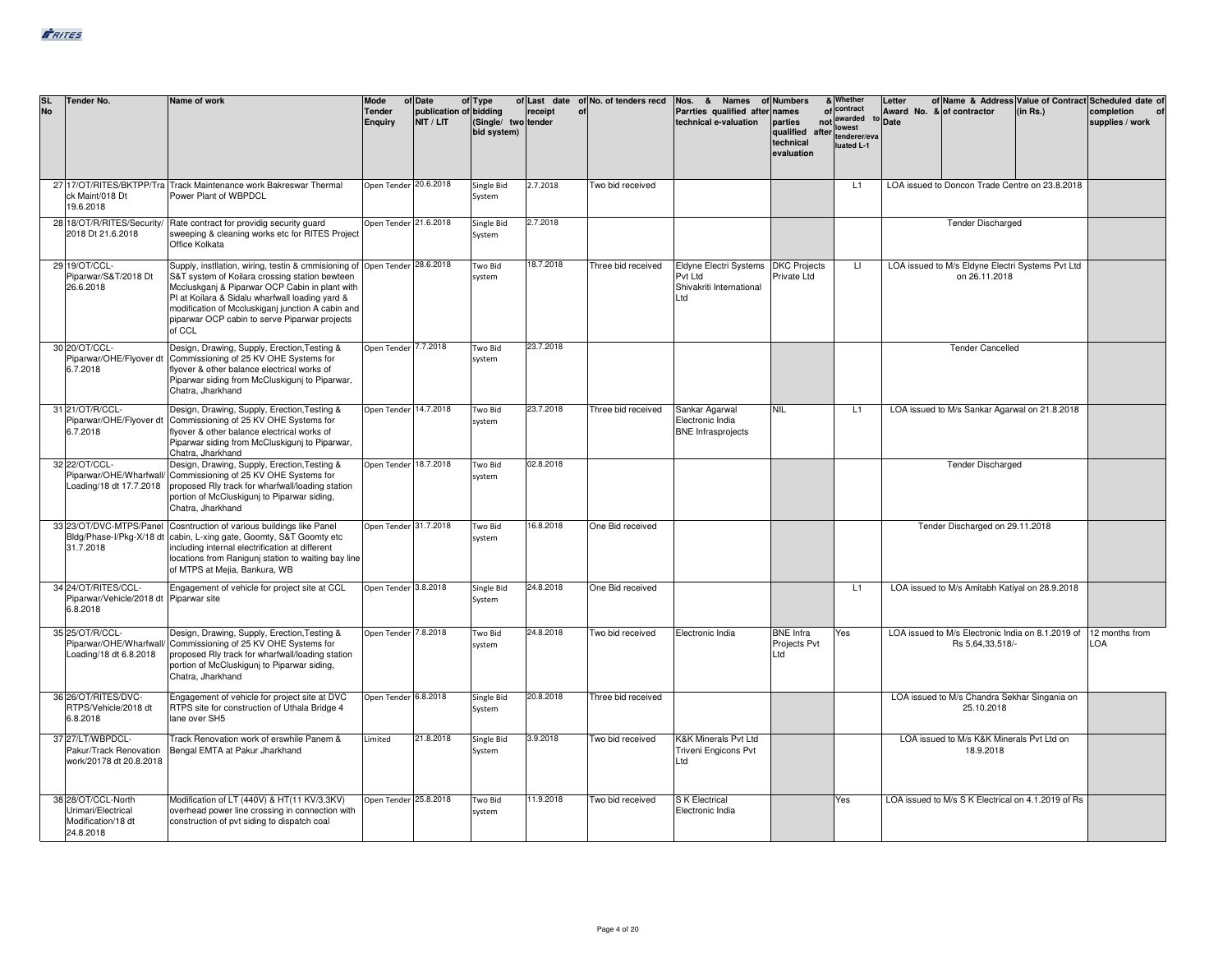| SL No | Tender No. | Name of work | Mode of Tender Enquiry | Date of publication of NIT / LIT | Type of bidding (Single/ two bid system) | Last date of receipt of tender | No. of tenders recd | Nos. & Names of Parrties qualified after technical e-valuation | Numbers & names of parties not qualified after technical evaluation | Whether contract awarded to lowest tenderer/evaluated L-1 | Letter of Award No. & Date | Name & Address of contractor | Value of Contract (in Rs.) | Scheduled date of completion of supplies / work |
|---|---|---|---|---|---|---|---|---|---|---|---|---|---|---|
| 27 | 17/OT/RITES/BKTPP/Track Maint/018 Dt 19.6.2018 | Track Maintenance work Bakreswar Thermal Power Plant of WBPDCL | Open Tender | 20.6.2018 | Single Bid System | 2.7.2018 | Two bid received | | | L1 | LOA issued to Doncon Trade Centre on 23.8.2018 | | | |
| 28 | 18/OT/R/RITES/Security/2018 Dt 21.6.2018 | Rate contract for providig security guard sweeping & cleaning works etc for RITES Project Office Kolkata | Open Tender | 21.6.2018 | Single Bid System | 2.7.2018 | | | | | Tender Discharged | | | |
| 29 | 19/OT/CCL-Piparwar/S&T/2018 Dt 26.6.2018 | Supply, instllation, wiring, testin & cmmisioning of S&T system of Koilara crossing station bewteen Mccluskganj & Piparwar OCP Cabin in plant with PI at Koilara & Sidalu wharfwall loading yard & modification of Mccluskiganj junction A cabin and piparwar OCP cabin to serve Piparwar projects of CCL | Open Tender | 28.6.2018 | Two Bid system | 18.7.2018 | Three bid received | Eldyne Electri Systems Pvt Ltd Shivakriti International Ltd | DKC Projects Private Ltd | LI | LOA issued to M/s Eldyne Electri Systems Pvt Ltd on 26.11.2018 | | | |
| 30 | 20/OT/CCL-Piparwar/OHE/Flyover dt 6.7.2018 | Design, Drawing, Supply, Erection,Testing & Commissioning of 25 KV OHE Systems for flyover & other balance electrical works of Piparwar siding from McCluskigunj to Piparwar, Chatra, Jharkhand | Open Tender | 7.7.2018 | Two Bid system | 23.7.2018 | | | | | Tender Cancelled | | | |
| 31 | 21/OT/R/CCL-Piparwar/OHE/Flyover dt 6.7.2018 | Design, Drawing, Supply, Erection,Testing & Commissioning of 25 KV OHE Systems for flyover & other balance electrical works of Piparwar siding from McCluskigunj to Piparwar, Chatra, Jharkhand | Open Tender | 14.7.2018 | Two Bid system | 23.7.2018 | Three bid received | Sankar Agarwal Electronic India BNE Infrasprojects | NIL | L1 | LOA issued to M/s Sankar Agarwal on 21.8.2018 | | | |
| 32 | 22/OT/CCL-Piparwar/OHE/Wharfwall/Loading/18 dt 17.7.2018 | Design, Drawing, Supply, Erection,Testing & Commissioning of 25 KV OHE Systems for proposed Rly track for wharfwall/loading station portion of McCluskigunj to Piparwar siding, Chatra, Jharkhand | Open Tender | 18.7.2018 | Two Bid system | 02.8.2018 | | | | | Tender Discharged | | | |
| 33 | 23/OT/DVC-MTPS/Panel Bldg/Phase-I/Pkg-X/18 dt 31.7.2018 | Cosntruction of various buildings like Panel cabin, L-xing gate, Goomty, S&T Goomty etc including internal electrification at different locations from Ranigunj station to waiting bay line of MTPS at Mejia, Bankura, WB | Open Tender | 31.7.2018 | Two Bid system | 16.8.2018 | One Bid received | | | | Tender Discharged on 29.11.2018 | | | |
| 34 | 24/OT/RITES/CCL-Piparwar/Vehicle/2018 dt 6.8.2018 | Engagement of vehicle for project site at CCL Piparwar site | Open Tender | 3.8.2018 | Single Bid System | 24.8.2018 | One Bid received | | | L1 | LOA issued to M/s Amitabh Katiyal on 28.9.2018 | | | |
| 35 | 25/OT/R/CCL-Piparwar/OHE/Wharfwall/Loading/18 dt 6.8.2018 | Design, Drawing, Supply, Erection,Testing & Commissioning of 25 KV OHE Systems for proposed Rly track for wharfwall/loading station portion of McCluskigunj to Piparwar siding, Chatra, Jharkhand | Open Tender | 7.8.2018 | Two Bid system | 24.8.2018 | Two bid received | Electronic India | BNE Infra Projects Pvt Ltd | Yes | LOA issued to M/s Electronic India on 8.1.2019 of Rs 5,64,33,518/- | | | 12 months from LOA |
| 36 | 26/OT/RITES/DVC-RTPS/Vehicle/2018 dt 6.8.2018 | Engagement of vehicle for project site at DVC RTPS site for construction of Uthala Bridge 4 lane over SH5 | Open Tender | 6.8.2018 | Single Bid System | 20.8.2018 | Three bid received | | | | LOA issued to M/s Chandra Sekhar Singania on 25.10.2018 | | | |
| 37 | 27/LT/WBPDCL-Pakur/Track Renovation work/20178 dt 20.8.2018 | Track Renovation work of erswhile Panem & Bengal EMTA at Pakur Jharkhand | Limited | 21.8.2018 | Single Bid System | 3.9.2018 | Two bid received | K&K Minerals Pvt Ltd Triveni Engicons Pvt Ltd | | | LOA issued to M/s K&K Minerals Pvt Ltd on 18.9.2018 | | | |
| 38 | 28/OT/CCL-North Urimari/Electrical Modification/18 dt 24.8.2018 | Modification of LT (440V) & HT(11 KV/3.3KV) overhead power line crossing in connection with construction of pvt siding to dispatch coal | Open Tender | 25.8.2018 | Two Bid system | 11.9.2018 | Two bid received | S K Electrical Electronic India | | Yes | LOA issued to M/s S K Electrical on 4.1.2019 of Rs | | | |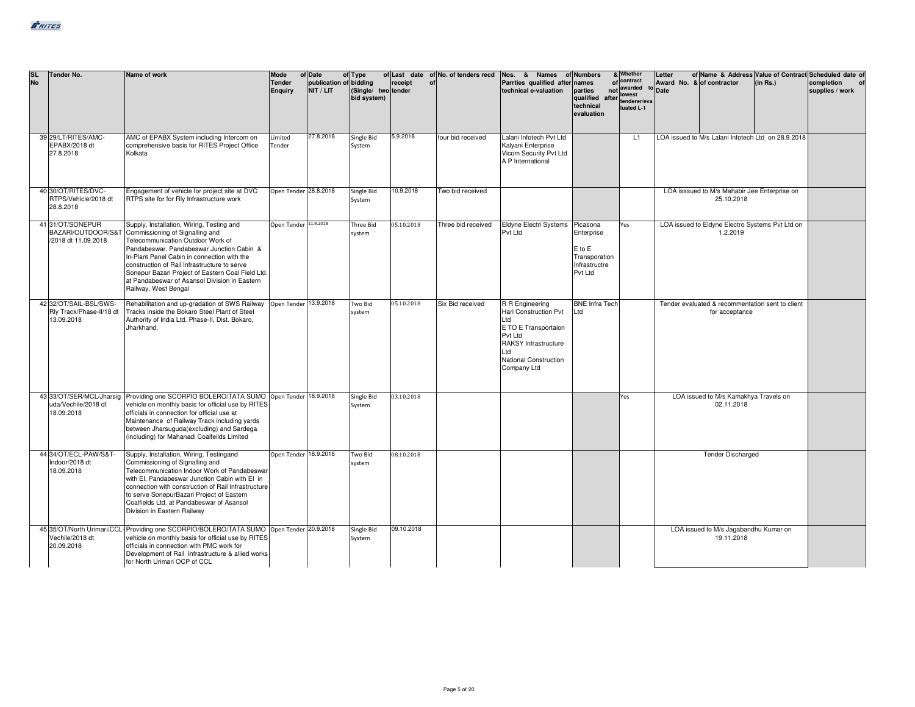| SL No | Tender No. | Name of work | Mode of Tender Enquiry | Date of publication of NIT / LIT | Type of bidding (Single/ two bid system) | Last date of receipt of tender | No. of tenders recd | Nos. & Names of Parrties qualified after technical e-valuation | Numbers & names of parties not qualified after technical evaluation | Whether contract awarded to lowest tenderer/evaluated L-1 | Letter of Award No. & Date | Name & Address of contractor | Value of Contract (in Rs.) | Scheduled date of completion of supplies / work |
|---|---|---|---|---|---|---|---|---|---|---|---|---|---|---|
| 39 | 29/LT/RITES/AMC-EPABX/2018 dt 27.8.2018 | AMC of EPABX System including Intercom on comprehensive basis for RITES Project Office Kolkata | Limited Tender | 27.8.2018 | Single Bid System | 5.9.2018 | four bid received | Lalani Infotech Pvt Ltd<br>Kalyani Enterprise<br>Vicom Security Pvt Ltd<br>A P International | | L1 | LOA issued to M/s Lalani Infotech Ltd on 28.9.2018 | | | |
| 40 | 30/OT/RITES/DVC-RTPS/Vehicle/2018 dt 28.8.2018 | Engagement of vehicle for project site at DVC RTPS site for for Rly Infrastructure work | Open Tender | 28.8.2018 | Single Bid System | 10.9.2018 | Two bid received | | | | LOA isssued to M/s Mahabir Jee Enterprise on 25.10.2018 | | | |
| 41 | 31/OT/SONEPUR BAZARI/OUTDOOR/S&T/2018 dt 11.09.2018 | Supply, Installation, Wiring, Testing and Commissioning of Signalling and Telecommunication Outdoor Work of Pandabeswar, Pandabeswar Junction Cabin & In-Plant Panel Cabin in connection with the construction of Rail Infrastructure to serve Sonepur Bazari Project of Eastern Coal Field Ltd. at Pandabeswar of Asansol Division in Eastern Railway, West Bengal | Open Tender | 11.9.2018 | Three Bid system | 05.10.2018 | Three bid received | Eldyne Electri Systems Pvt Ltd | Picasona Enterprise<br>E to E Transporation Infrastructre Pvt Ltd | Yes | LOA issued to Eldyne Electro Systems Pvt Ltd on 1.2.2019 | | | |
| 42 | 32/OT/SAIL-BSL/SWS-Rly Track/Phase-II/18 dt 13.09.2018 | Rehabilitation and up-gradation of SWS Railway Tracks inside the Bokaro Steel Plant of Steel Authority of India Ltd. Phase-II, Dist. Bokaro, Jharkhand. | Open Tender | 13.9.2018 | Two Bid system | 05.10.2018 | Six Bid received | R R Engineering<br>Hari Construction Pvt Ltd<br>E TO E Transportaion Pvt Ltd<br>RAKSY Infrastructure Ltd<br>National Construction Company Ltd | BNE Infra Tech Ltd | | Tender evaluated & recommentation sent to client for acceptance | | | |
| 43 | 33/OT/SER/MCL/Jharsiguda/Vechile/2018 dt 18.09.2018 | Providing one SCORPIO BOLERO/TATA SUMO vehicle on monthly basis for official use by RITES officials in connection for official use at Maintenance of Railway Track including yards between Jharsuguda(excluding) and Sardega (including) for Mahanadi Coalfeilds Limited | Open Tender | 18.9.2018 | Single Bid System | 03.10.2018 | | | | Yes | LOA issued to M/s Kamakhya Travels on 02.11.2018 | | | |
| 44 | 34/OT/ECL-PAW/S&T-Indoor/2018 dt 18.09.2018 | Supply, Installation, Wiring, Testingand Commissioning of Signalling and Telecommunication Indoor Work of Pandabeswar with EI, Pandabeswar Junction Cabin with EI in connection with construction of Rail Infrastructure to serve SonepurBazari Project of Eastern Coalfields Ltd. at Pandabeswar of Asansol Division in Eastern Railway | Open Tender | 18.9.2018 | Two Bid system | 08.10.2018 | | | | | Tender Discharged | | | |
| 45 | 35/OT/North Urimari/CCL-Vechile/2018 dt 20.09.2018 | Providing one SCORPIO/BOLERO/TATA SUMO vehicle on monthly basis for official use by RITES officials in connection with PMC work for Development of Rail Infrastructure & allied works for North Urimari OCP of CCL | Open Tender | 20.9.2018 | Single Bid System | 09.10.2018 | | | | | LOA issued to M/s Jagabandhu Kumar on 19.11.2018 | | | |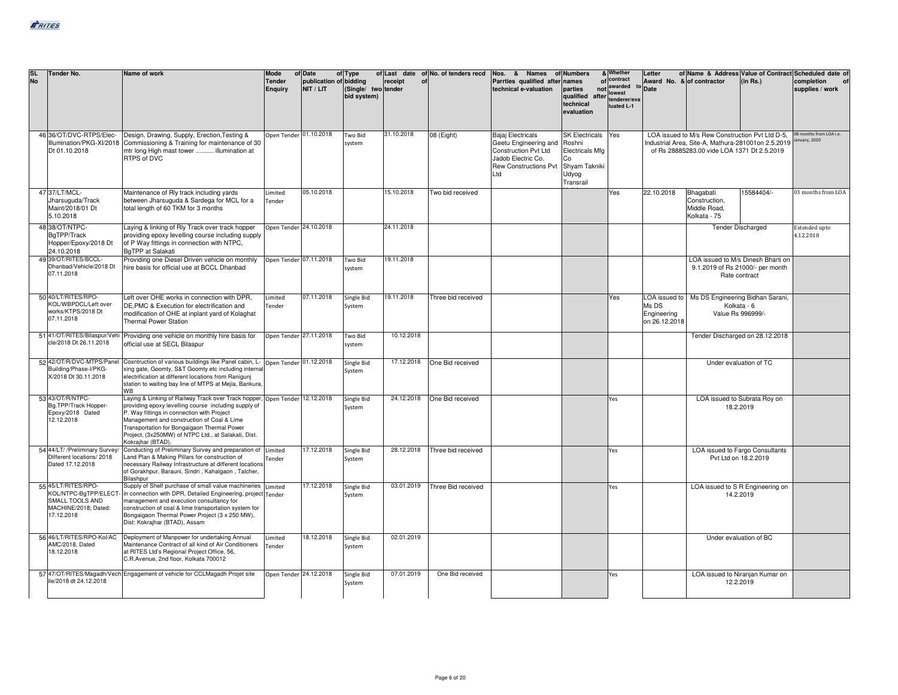| SL No | Tender No. | Name of work | Mode of Tender Enquiry | Date of publication of NIT / LIT | Type of bidding (Single/ two bid system) | Last date of receipt of tender | No. of tenders recd | Nos. & Names of Parrties qualified after technical e-valuation | Numbers & names of parties not qualified after technical evaluation | Whether contract awarded to lowest tenderer/evaluated L-1 | Letter of Award No. & Date | Name & Address of contractor | Value of Contract (in Rs.) | Scheduled date of completion of supplies / work |
|---|---|---|---|---|---|---|---|---|---|---|---|---|---|---|
| 46 | 36/OT/DVC-RTPS/Elec-Illumination/PKG-XI/2018 Dt 01.10.2018 | Design, Drawing, Supply, Erection,Testing & Commissioning & Training for maintenance of 30 mtr long High mast tower .......... illumination at RTPS of DVC | Open Tender | 01.10.2018 | Two Bid system | 31.10.2018 | 08 (Eight) | Bajaj Electricals Geetu Engineering and Construction Pvt Ltd Jadob Electric Co. Rew Constructions Pvt Ltd | SK Electricals Roshni Electricals Mfg Co Shyam Takniki Udyog Transrail | Yes | LOA issued to M/s Rew Construction Pvt Ltd D-5, Industrial Area, Site-A, Mathura-281001on 2.5.2019 of Rs 28885283.00 vide LOA 1371 Dt 2.5.2019 | | | 08 months from LOA i.e. January, 2020 |
| 47 | 37/LT/MCL-Jharsuguda/Track Maint/2018/01 Dt 5.10.2018 | Maintenance of Rly track including yards between Jharsuguda & Sardega for MCL for a total length of 60 TKM for 3 months | Limited Tender | 05.10.2018 | | 15.10.2018 | Two bid received | | | Yes | 22.10.2018 | Bhagabati Construction, Middle Road, Kolkata - 75 | 15584404/- | 03 months from LOA |
| 48 | 38/OT/NTPC-BgTPP/Track Hopper/Epoxy/2018 Dt 24.10.2018 | Laying & linking of Rly Track over track hopper providing epoxy levelling course including supply of P Way fittings in connection with NTPC, BgTPP at Salakati | Open Tender | 24.10.2018 | | 24.11.2018 | | | | | | Tender Discharged | | Extended upto 4.12.2018 |
| 49 | 39/OT/RITES/BCCL-Dhanbad/Vehicle/2018 Dt 07.11.2018 | Providing one Diesel Driven vehicle on monthly hire basis for official use at BCCL Dhanbad | Open Tender | 07.11.2018 | Two Bid system | 19.11.2018 | | | | | | LOA issued to M/s Dinesh Bharti on 9.1.2019 of Rs 21000/- per month Rate contract | | |
| 50 | 40/LT/RITES/RPO-KOL/WBPDCL/Left over works/KTPS/2018 Dt 07.11.2018 | Left over OHE works in connection with DPR, DE,PMC & Execution for electrification and modification of OHE at inplant yard of Kolaghat Thermal Power Station | Limited Tender | 07.11.2018 | Single Bid System | 19.11.2018 | Three bid received | | | Yes | LOA issued to Ms DS Engineering on 26.12.2018 | Ms DS Engineering Bidhan Sarani, Kolkata - 6 Value Rs 996999/- | | |
| 51 | 41/OT/RITES/Bilaspur/Vehicle/2018 Dt 26.11.2018 | Providing one vehicle on monthly hire basis for official use at SECL Bilaspur | Open Tender | 27.11.2018 | Two Bid system | 10.12.2018 | | | | | | Tender Discharged on 28.12.2018 | | |
| 52 | 42/OT/R/DVC-MTPS/Panel Building/Phase-I/PKG-X/2018 Dt 30.11.2018 | Cosntruction of various buildings like Panel cabin, L-xing gate, Goomty, S&T Goomty etc including internal electrification at different locations from Ranigunj station to waiting bay line of MTPS at Mejia, Bankura, WB | Open Tender | 01.12.2018 | Single Bid System | 17.12.2018 | One Bid received | | | | | Under evaluation of TC | | |
| 53 | 43/OT/R/NTPC-Bg.TPP/Track Hopper-Epoxy/2018 Dated 12.12.2018 | Laying & Linking of Railway Track over Track hopper, providing epoxy levelling course including supply of P. Way fittings in connection with Project Management and construction of Coal & Lime Transportation for Bongaigaon Thermal Power Project, (3x250MW) of NTPC Ltd., at Salakati, Dist. Kokrajhar (BTAD), | Open Tender | 12.12.2018 | Single Bid System | 24.12.2018 | One Bid received | | | Yes | | LOA issued to Subrata Roy on 18.2.2019 | | |
| 54 | 44/LT/ /Preliminary Survey/ Different locations/ 2018 Dated 17.12.2018 | Conducting of Preliminary Survey and preparation of Land Plan & Making Pillars for construction of necessary Railway Infrastructure at different locations of Gorakhpur, Barauni, Sindri , Kahalgaon , Talcher, Bilashpur | Limited Tender | 17.12.2018 | Single Bid System | 28.12.2018 | Three bid received | | | Yes | | LOA issued to Fargo Consultants Pvt Ltd on 18.2.2019 | | |
| 55 | 45/LT/RITES/RPO-KOL/NTPC-BgTPP/ELECT-SMALL TOOLS AND MACHINE/2018; Dated: 17.12.2018 | Supply of Shelf purchase of small value machineries in connection with DPR, Detailed Engineering, project management and execution consultancy for construction of coal & lime transportation system for Bongaigaon Thermal Power Project (3 x 250 MW), Dist: Kokrajhar (BTAD), Assam | Limited Tender | 17.12.2018 | Single Bid System | 03.01.2019 | Three Bid received | | | Yes | | LOA issued to S R Engineering on 14.2.2019 | | |
| 56 | 46/LT/RITES/RPO-Kol/AC AMC/2018, Dated 18.12.2018 | Deployment of Manpower for undertaking Annual Maintenance Contract of all kind of Air Conditioners at RITES Ltd's Regional Project Office, 56, C.R.Avenue, 2nd floor, Kolkata 700012 | Limited Tender | 18.12.2018 | Single Bid System | 02.01.2019 | | | | | | Under evaluation of BC | | |
| 57 | 47/OT/RITES/Magadh/Vehicle/2018 dt 24.12.2018 | Engagement of vehicle for CCLMagadh Projet site | Open Tender | 24.12.2018 | Single Bid System | 07.01.2019 | One Bid received | | | Yes | | LOA issued to Niranjan Kumar on 12.2.2019 | | |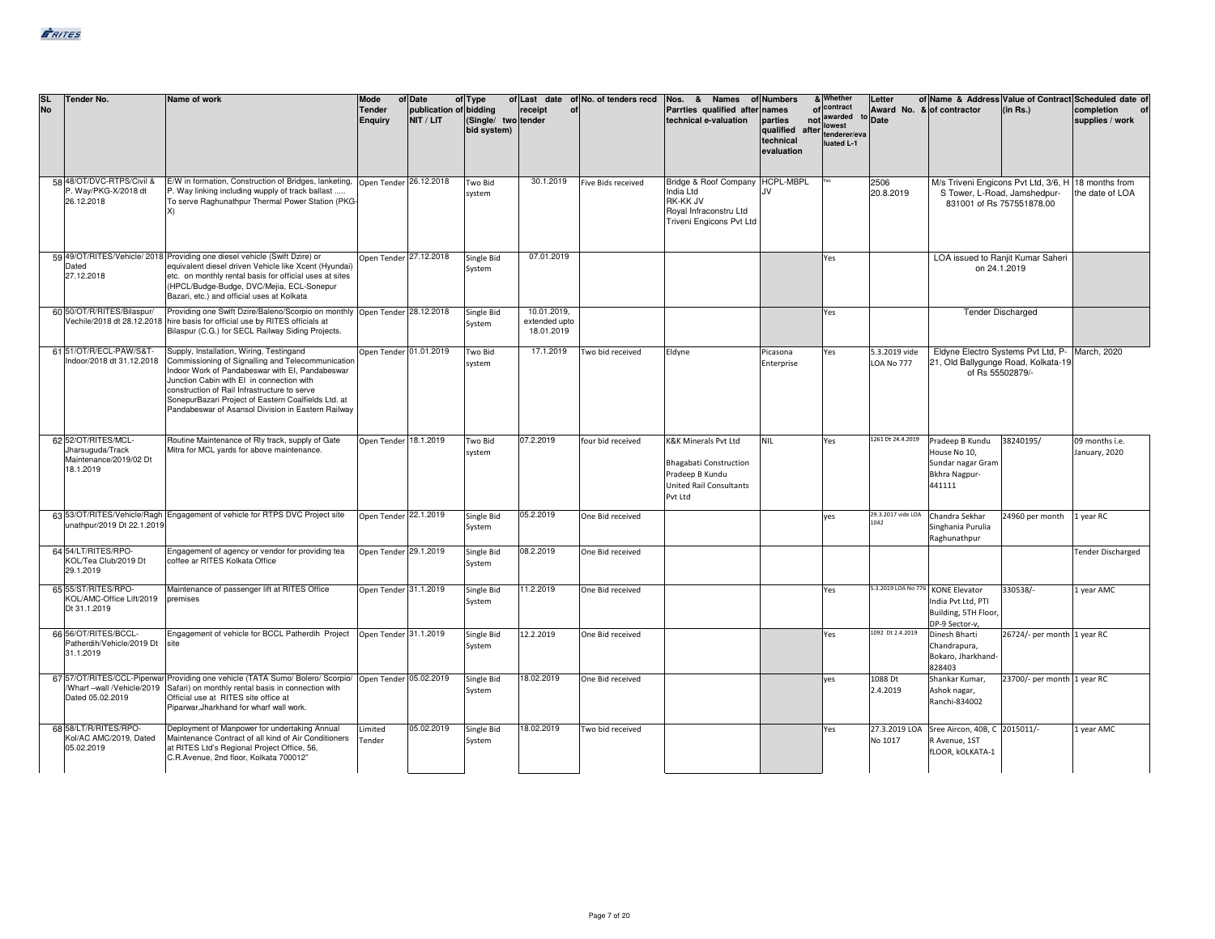| SL No | Tender No. | Name of work | Mode of Tender Enquiry | Date of publication of NIT / LIT | Type of bidding (Single/ two bid system) | Last date of receipt of tender | No. of tenders recd | Nos. & Names of Parrties qualified after technical e-valuation | Numbers & names of parties not qualified after technical evaluation | Whether contract awarded to lowest tenderer/evaluated L-1 | Letter of Award No. & Date | Name & Address of contractor | Value of Contract (in Rs.) | Scheduled date of completion of supplies / work |
|---|---|---|---|---|---|---|---|---|---|---|---|---|---|---|
| 58 | 48/OT/DVC-RTPS/Civil & P. Way/PKG-X/2018 dt 26.12.2018 | E/W in formation, Construction of Bridges, lanketing, P. Way linking including wupply of track ballast ..... To serve Raghunathpur Thermal Power Station (PKG-X) | Open Tender | 26.12.2018 | Two Bid system | 30.1.2019 | Five Bids received | Bridge & Roof Company India Ltd RK-KK JV Royal Infraconstru Ltd Triveni Engicons Pvt Ltd | HCPL-MBPL JV | Yes | 2506 20.8.2019 | M/s Triveni Engicons Pvt Ltd, 3/6, H S Tower, L-Road, Jamshedpur-831001 of Rs 757551878.00 | | 18 months from the date of LOA |
| 59 | 49/OT/RITES/Vehicle/ 2018 Dated 27.12.2018 | Providing one diesel vehicle (Swift Dzire) or equivalent diesel driven Vehicle like Xcent (Hyundai) etc. on monthly rental basis for official uses at sites (HPCL/Budge-Budge, DVC/Mejia, ECL-Sonepur Bazari, etc.) and official uses at Kolkata | Open Tender | 27.12.2018 | Single Bid System | 07.01.2019 | | | | Yes | | LOA issued to Ranjit Kumar Saheri on 24.1.2019 | | |
| 60 | 50/OT/R/RITES/Bilaspur/ Vechile/2018 dt 28.12.2018 | Providing one Swift Dzire/Baleno/Scorpio on monthly hire basis for official use by RITES officials at Bilaspur (C.G.) for SECL Railway Siding Projects. | Open Tender | 28.12.2018 | Single Bid System | 10.01.2019, extended upto 18.01.2019 | | | | Yes | | Tender Discharged | | |
| 61 | 51/OT/R/ECL-PAW/S&T-Indoor/2018 dt 31.12.2018 | Supply, Installation, Wiring, Testingand Commissioning of Signalling and Telecommunication Indoor Work of Pandabeswar with EI, Pandabeswar Junction Cabin with EI in connection with construction of Rail Infrastructure to serve SonepurBazari Project of Eastern Coalfields Ltd. at Pandabeswar of Asansol Division in Eastern Railway | Open Tender | 01.01.2019 | Two Bid system | 17.1.2019 | Two bid received | Eldyne | Picasona Enterprise | Yes | 5.3.2019 vide LOA No 777 | Eldyne Electro Systems Pvt Ltd, P-21, Old Ballygunge Road, Kolkata-19 of Rs 55502879/- | | March, 2020 |
| 62 | 52/OT/RITES/MCL-Jharsuguda/Track Maintenance/2019/02 Dt 18.1.2019 | Routine Maintenance of Rly track, supply of Gate Mitra for MCL yards for above maintenance. | Open Tender | 18.1.2019 | Two Bid system | 07.2.2019 | four bid received | K&K Minerals Pvt Ltd Bhagabati Construction Pradeep B Kundu United Rail Consultants Pvt Ltd | NIL | Yes | 1261 Dt 24.4.2019 | Pradeep B Kundu House No 10, Sundar nagar Gram Bkhra Nagpur-441111 | 38240195/ | 09 months i.e. January, 2020 |
| 63 | 53/OT/RITES/Vehicle/Raghunathpur/2019 Dt 22.1.2019 | Engagement of vehicle for RTPS DVC Project site | Open Tender | 22.1.2019 | Single Bid System | 05.2.2019 | One Bid received | | | yes | 29.3.2017 vide LOA 1042 | Chandra Sekhar Singhania Purulia Raghunathpur | 24960 per month | 1 year RC |
| 64 | 54/LT/RITES/RPO-KOL/Tea Club/2019 Dt 29.1.2019 | Engagement of agency or vendor for providing tea coffee ar RITES Kolkata Office | Open Tender | 29.1.2019 | Single Bid System | 08.2.2019 | One Bid received | | | | | | | Tender Discharged |
| 65 | 55/ST/RITES/RPO-KOL/AMC-Office Lift/2019 Dt 31.1.2019 | Maintenance of passenger lift at RITES Office premises | Open Tender | 31.1.2019 | Single Bid System | 11.2.2019 | One Bid received | | | Yes | 5.3.2019 LOA No 776 | KONE Elevator India Pvt Ltd, PTI Building, 5TH Floor, DP-9 Sector-v, | 330538/- | 1 year AMC |
| 66 | 56/OT/RITES/BCCL-Patherdih/Vehicle/2019 Dt 31.1.2019 | Engagement of vehicle for BCCL Patherdih Project site | Open Tender | 31.1.2019 | Single Bid System | 12.2.2019 | One Bid received | | | Yes | 1092 Dt 2.4.2019 | Dinesh Bharti Chandrapura, Bokaro, Jharkhand-828403 | 26724/- per month | 1 year RC |
| 67 | 57/OT/RITES/CCL-Piperwar /Wharf –wall /Vehicle/2019 Dated 05.02.2019 | Providing one vehicle (TATA Sumo/ Bolero/ Scorpio/ Safari) on monthly rental basis in connection with Official use at RITES site office at Piparwar,Jharkhand for wharf wall work. | Open Tender | 05.02.2019 | Single Bid System | 18.02.2019 | One Bid received | | | yes | 1088 Dt 2.4.2019 | Shankar Kumar, Ashok nagar, Ranchi-834002 | 23700/- per month | 1 year RC |
| 68 | 58/LT/R/RITES/RPO-Kol/AC AMC/2019, Dated 05.02.2019 | Deployment of Manpower for undertaking Annual Maintenance Contract of all kind of Air Conditioners at RITES Ltd's Regional Project Office, 56, C.R.Avenue, 2nd floor, Kolkata 700012" | Limited Tender | 05.02.2019 | Single Bid System | 18.02.2019 | Two bid received | | | Yes | 27.3.2019 LOA No 1017 | Sree Aircon, 40B, C R Avenue, 1ST fLOOR, kOLKATA-1 | 2015011/- | 1 year AMC |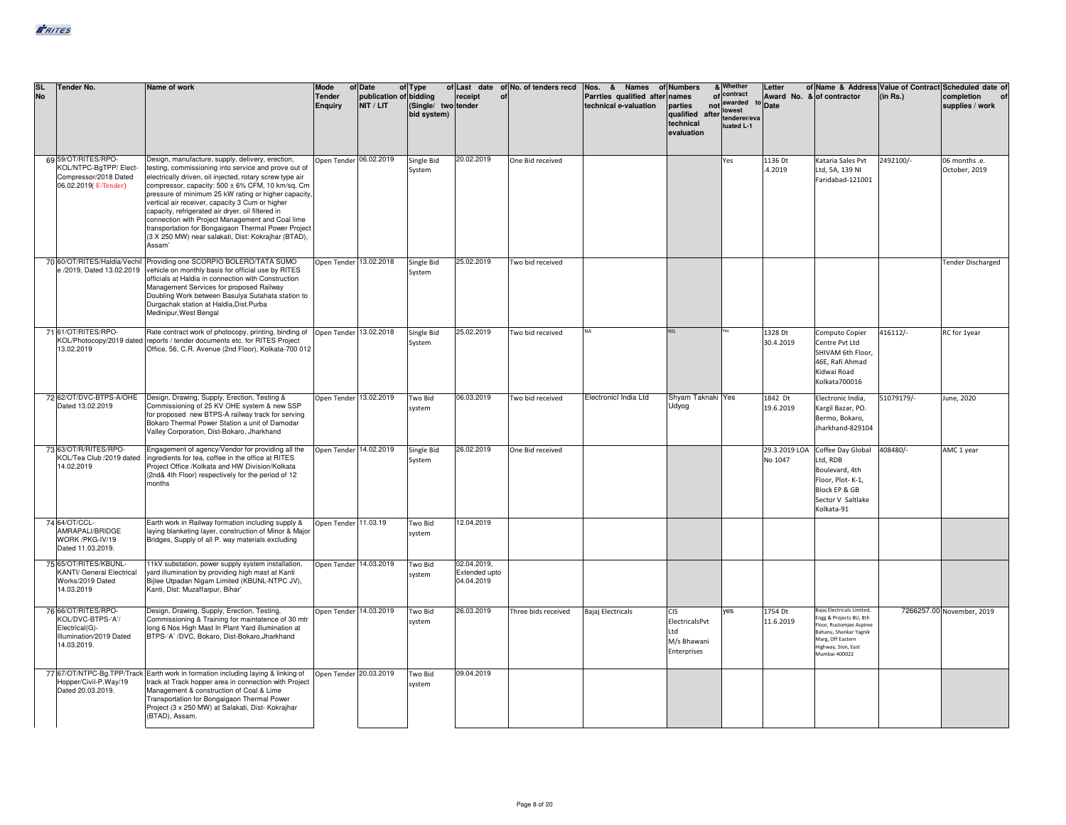| SL No | Tender No. | Name of work | Mode of Tender Enquiry | Date of publication of NIT / LIT | Type of bidding (Single/ two bid system) | Last date of receipt of tender | No. of tenders recd | Nos. & Names of Parrties qualified after technical e-valuation | Numbers & names of parties not qualified after technical evaluation | Whether contract awarded to lowest tenderer/evaluated L-1 | Letter of Award No. & Date | Name & Address of contractor | Value of Contract (in Rs.) | Scheduled date of completion of supplies / work |
|---|---|---|---|---|---|---|---|---|---|---|---|---|---|---|
| 69 | 59/OT/RITES/RPO-KOL/NTPC-BgTPP/ Elect-Compressor/2018 Dated 06.02.2019( E-Tender) | Design, manufacture, supply, delivery, erection, testing, commissioning into service and prove out of electrically driven, oil injected, rotary screw type air compressor, capacity: 500 ± 6% CFM, 10 km/sq. Cm pressure of minimum 25 kW rating or higher capacity, vertical air receiver, capacity 3 Cum or higher capacity, refrigerated air dryer, oil filtered in connection with Project Management and Coal lime transportation for Bongaigaon Thermal Power Project (3 X 250 MW) near salakati, Dist: Kokrajhar (BTAD), Assam' | Open Tender | 06.02.2019 | Single Bid System | 20.02.2019 | One Bid received | | | Yes | 1136 Dt .4.2019 | Kataria Sales Pvt Ltd, 5A, 139 NI Faridabad-121001 | 2492100/- | 06 months .e. October, 2019 |
| 70 | 60/OT/RITES/Haldia/Vechile /2019, Dated 13.02.2019 | Providing one SCORPIO BOLERO/TATA SUMO vehicle on monthly basis for official use by RITES officials at Haldia in connection with Construction Management Services for proposed Railway Doubling Work between Basulya Sutahata station to Durgachak station at Haldia,Dist.Purba Medinipur,West Bengal | Open Tender | 13.02.2018 | Single Bid System | 25.02.2019 | Two bid received | | | | | | | Tender Discharged |
| 71 | 61/OT/RITES/RPO-KOL/Photocopy/2019 dated 13.02.2019 | Rate contract work of photocopy, printing, binding of reports / tender documents etc. for RITES Project Office, 56, C.R. Avenue (2nd Floor), Kolkata-700 012 | Open Tender | 13.02.2018 | Single Bid System | 25.02.2019 | Two bid received | NA | NIL | Yes | 1328 Dt 30.4.2019 | Computo Copier Centre Pvt Ltd SHIVAM 6th Floor, 46E, Rafi Ahmad Kidwai Road Kolkata700016 | 416112/- | RC for 1year |
| 72 | 62/OT/DVC-BTPS-A/OHE Dated 13.02.2019 | Design, Drawing, Supply, Erection, Testing & Commissioning of 25 KV OHE system & new SSP for proposed new BTPS-A railway track for serving Bokaro Thermal Power Station a unit of Damodar Valley Corporation, Dist-Bokaro, Jharkhand | Open Tender | 13.02.2019 | Two Bid system | 06.03.2019 | Two bid received | Electronicl India Ltd | Shyam Taknaki Udyog | Yes | 1842 Dt 19.6.2019 | Electronic India, Kargil Bazar, PO. Bermo, Bokaro, Jharkhand-829104 | 51079179/- | June, 2020 |
| 73 | 63/OT/R/RITES/RPO-KOL/Tea Club /2019 dated 14.02.2019 | Engagement of agency/Vendor for providing all the ingredients for tea, coffee in the office at RITES Project Office /Kolkata and HW Division/Kolkata (2nd& 4th Floor) respectively for the period of 12 months | Open Tender | 14.02.2019 | Single Bid System | 26.02.2019 | One Bid received | | | | 29.3.2019 LOA No 1047 | Coffee Day Global Ltd, RDB Boulevard, 4th Floor, Plot- K-1, Block EP & GB Sector V Saltlake Kolkata-91 | 408480/- | AMC 1 year |
| 74 | 64/OT/CCL-AMRAPALI/BRIDGE WORK /PKG-IV/19 Dated 11.03.2019. | Earth work in Railway formation including supply & laying blanketing layer, construction of Minor & Major Bridges, Supply of all P. way materials excluding | Open Tender | 11.03.19 | Two Bid system | 12.04.2019 | | | | | | | | |
| 75 | 65/OT/RITES/KBUNL-KANTI/ General Electrical Works/2019 Dated 14.03.2019 | 11kV substation, power supply system installation, yard illumination by providing high mast at Kanti Bijlee Utpadan Nigam Limited (KBUNL-NTPC JV), Kanti, Dist: Muzaffarpur, Bihar' | Open Tender | 14.03.2019 | Two Bid system | 02.04.2019, Extended upto 04.04.2019 | | | | | | | | |
| 76 | 66/OT/RITES/RPO-KOL/DVC-BTPS-'A'/ Electrical(G)-Illumination/2019 Dated 14.03.2019. | Design, Drawing, Supply, Erection, Testing, Commissioning & Training for maintatence of 30 mtr long 6 Nos High Mast In Plant Yard illumination at BTPS-'A' /DVC, Bokaro, Dist-Bokaro,Jharkhand | Open Tender | 14.03.2019 | Two Bid system | 26.03.2019 | Three bids received | Bajaj Electricals | CIS ElectricalsPvt Ltd M/s Bhawani Enterprises | yes | 1754 Dt 11.6.2019 | Bajaj Electricals Limited, Engg & Projects BU, 8th Floor, Rustomjee Aspiree Bahanu, Shankar Yagnik Marg, Off Eastern Highway, Sion, East Mumbai-400022 | 7266257.00 | November, 2019 |
| 77 | 67/OT/NTPC-Bg.TPP/Track Hopper/Civil-P.Way/19 Dated 20.03.2019. | Earth work in formation including laying & linking of track at Track hopper area in connection with Project Management & construction of Coal & Lime Transportation for Bongaigaon Thermal Power Project (3 x 250 MW) at Salakati, Dist- Kokrajhar (BTAD), Assam. | Open Tender | 20.03.2019 | Two Bid system | 09.04.2019 | | | | | | | | |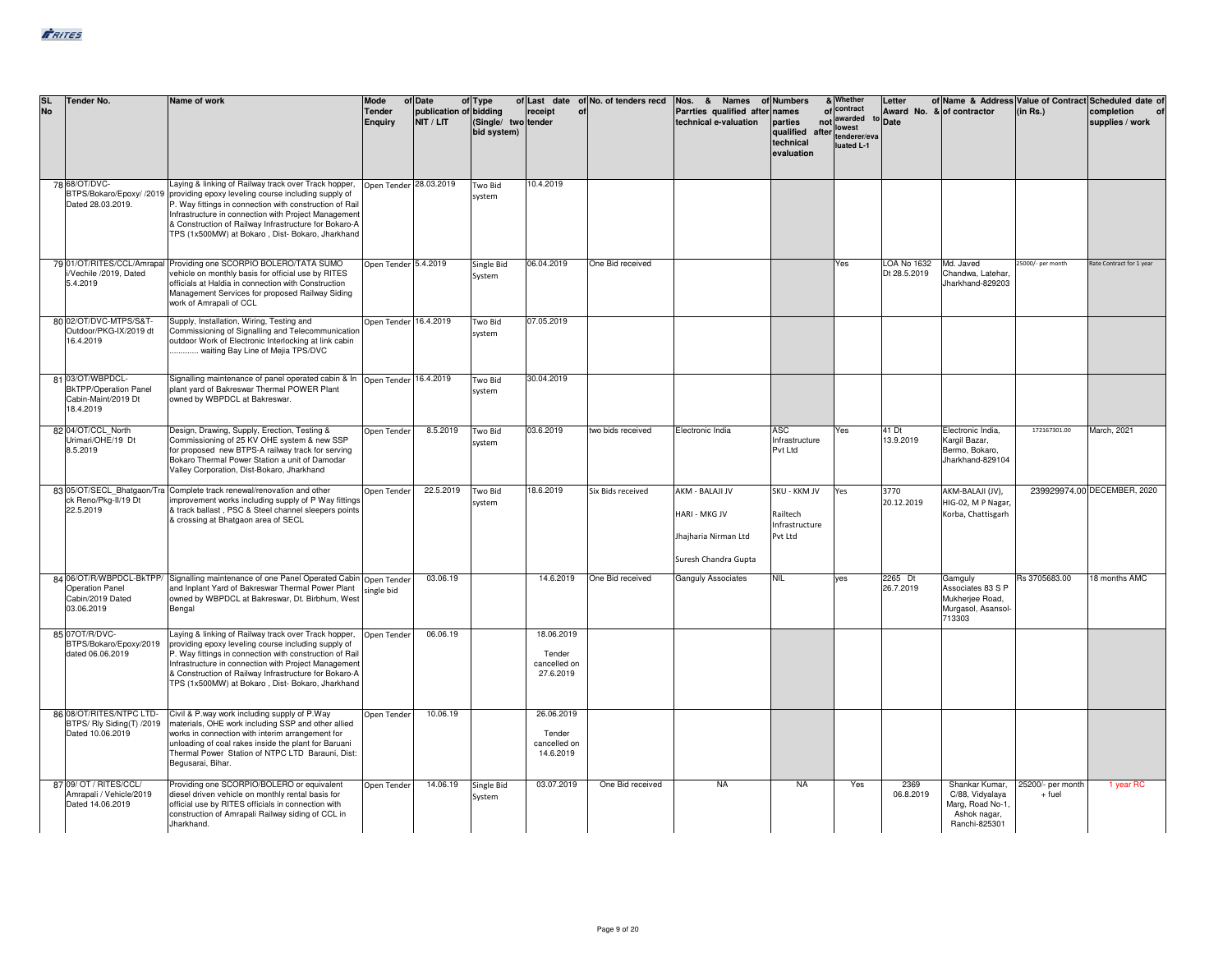| SL No | Tender No. | Name of work | Mode of Tender Enquiry | Date of publication of NIT / LIT | Type of bidding (Single/ two bid system) | Last date of receipt of tender | No. of tenders recd | Nos. & Names of Parrties qualified after technical e-valuation | Numbers & names of parties not qualified after technical evaluation | Whether contract awarded to lowest tenderer/evaluated L-1 | Letter of Award No. & Date | Name & Address of contractor | Value of Contract (in Rs.) | Scheduled date of completion of supplies / work |
|---|---|---|---|---|---|---|---|---|---|---|---|---|---|---|
| 78 | 68/OT/DVC-BTPS/Bokaro/Epoxy/ /2019 Dated 28.03.2019. | Laying & linking of Railway track over Track hopper, providing epoxy leveling course including supply of P. Way fittings in connection with construction of Rail Infrastructure in connection with Project Management & Construction of Railway Infrastructure for Bokaro-A TPS (1x500MW) at Bokaro , Dist- Bokaro, Jharkhand | Open Tender | 28.03.2019 | Two Bid system | 10.4.2019 | | | | | | | | |
| 79 | 01/OT/RITES/CCL/Amrapali/Vechile /2019, Dated 5.4.2019 | Providing one SCORPIO BOLERO/TATA SUMO vehicle on monthly basis for official use by RITES officials at Haldia in connection with Construction Management Services for proposed Railway Siding work of Amrapali of CCL | Open Tender | 5.4.2019 | Single Bid System | 06.04.2019 | One Bid received | | | Yes | LOA No 1632 Dt 28.5.2019 | Md. Javed Chandwa, Latehar, Jharkhand-829203 | 25000/- per month | Rate Contract for 1 year |
| 80 | 02/OT/DVC-MTPS/S&T-Outdoor/PKG-IX/2019 dt 16.4.2019 | Supply, Installation, Wiring, Testing and Commissioning of Signalling and Telecommunication outdoor Work of Electronic Interlocking at link cabin ............ waiting Bay Line of Mejia TPS/DVC | Open Tender | 16.4.2019 | Two Bid system | 07.05.2019 | | | | | | | | |
| 81 | 03/OT/WBPDCL-BkTPP/Operation Panel Cabin-Maint/2019 Dt 18.4.2019 | Signalling maintenance of panel operated cabin & In plant yard of Bakreswar Thermal POWER Plant owned by WBPDCL at Bakreswar. | Open Tender | 16.4.2019 | Two Bid system | 30.04.2019 | | | | | | | | |
| 82 | 04/OT/CCL_North Urimari/OHE/19 Dt 8.5.2019 | Design, Drawing, Supply, Erection, Testing & Commissioning of 25 KV OHE system & new SSP for proposed new BTPS-A railway track for serving Bokaro Thermal Power Station a unit of Damodar Valley Corporation, Dist-Bokaro, Jharkhand | Open Tender | 8.5.2019 | Two Bid system | 03.6.2019 | two bids received | Electronic India | ASC Infrastructure Pvt Ltd | Yes | 41 Dt 13.9.2019 | Electronic India, Kargil Bazar, Bermo, Bokaro, Jharkhand-829104 | 172167301.00 | March, 2021 |
| 83 | 05/OT/SECL_Bhatgaon/Track Reno/Pkg-II/19 Dt 22.5.2019 | Complete track renewal/renovation and other improvement works including supply of P Way fittings & track ballast , PSC & Steel channel sleepers points & crossing at Bhatgaon area of SECL | Open Tender | 22.5.2019 | Two Bid system | 18.6.2019 | Six Bids received | AKM - BALAJI JV<br><br>HARI - MKG JV<br><br>Jhajharia Nirman Ltd<br><br>Suresh Chandra Gupta | SKU - KKM JV<br><br>Railtech Infrastructure Pvt Ltd | Yes | 3770 20.12.2019 | AKM-BALAJI (JV), HIG-02, M P Nagar, Korba, Chattisgarh | 239929974.00 | DECEMBER, 2020 |
| 84 | 06/OT/R/WBPDCL-BkTPP/Operation Panel Cabin/2019 Dated 03.06.2019 | Signalling maintenance of one Panel Operated Cabin and Inplant Yard of Bakreswar Thermal Power Plant owned by WBPDCL at Bakreswar, Dt. Birbhum, West Bengal | Open Tender single bid | 03.06.19 | | 14.6.2019 | One Bid received | Ganguly Associates | NIL | yes | 2265 Dt 26.7.2019 | Gamguly Associates 83 S P Mukherjee Road, Murgasol, Asansol-713303 | Rs 3705683.00 | 18 months AMC |
| 85 | 07OT/R/DVC-BTPS/Bokaro/Epoxy/2019 dated 06.06.2019 | Laying & linking of Railway track over Track hopper, providing epoxy leveling course including supply of P. Way fittings in connection with construction of Rail Infrastructure in connection with Project Management & Construction of Railway Infrastructure for Bokaro-A TPS (1x500MW) at Bokaro , Dist- Bokaro, Jharkhand | Open Tender | 06.06.19 | | 18.06.2019<br><br>Tender cancelled on 27.6.2019 | | | | | | | | |
| 86 | 08/OT/RITES/NTPC LTD-BTPS/ Rly Siding(T) /2019 Dated 10.06.2019 | Civil & P.way work including supply of P.Way materials, OHE work including SSP and other allied works in connection with interim arrangement for unloading of coal rakes inside the plant for Baruani Thermal Power Station of NTPC LTD Barauni, Dist: Begusarai, Bihar. | Open Tender | 10.06.19 | | 26.06.2019<br><br>Tender cancelled on 14.6.2019 | | | | | | | | |
| 87 | 09/ OT / RITES/CCL/ Amrapali / Vehicle/2019 Dated 14.06.2019 | Providing one SCORPIO/BOLERO or equivalent diesel driven vehicle on monthly rental basis for official use by RITES officials in connection with construction of Amrapali Railway siding of CCL in Jharkhand. | Open Tender | 14.06.19 | Single Bid System | 03.07.2019 | One Bid received | NA | NA | Yes | 2369 06.8.2019 | Shankar Kumar, C/88, Vidyalaya Marg, Road No-1, Ashok nagar, Ranchi-825301 | 25200/- per month + fuel | 1 year RC |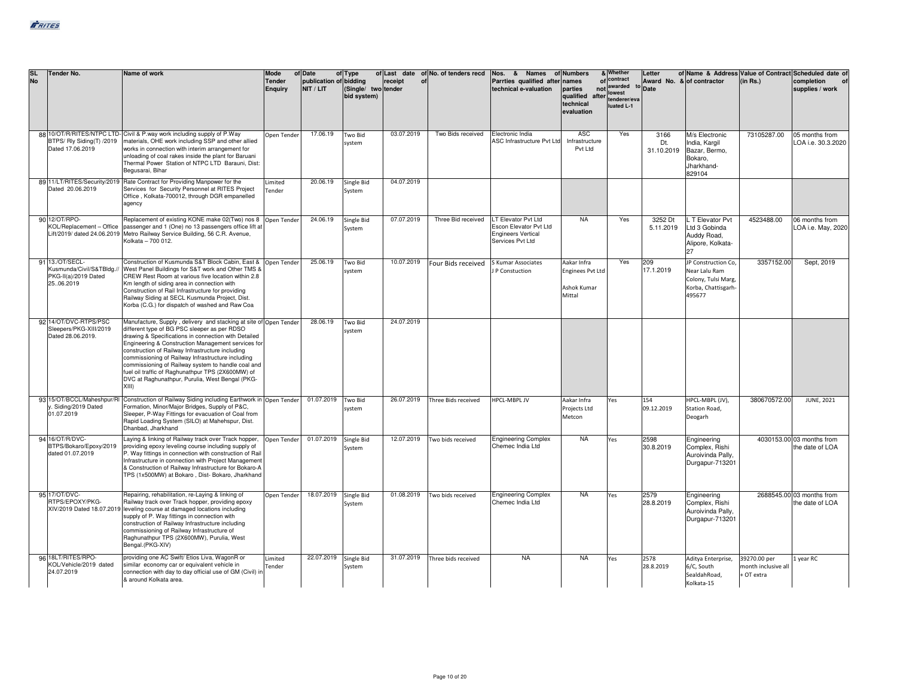| SL No | Tender No. | Name of work | Mode of Tender Enquiry | Date of publication of NIT / LIT | Type of bidding (Single/ two bid system) | Last date of receipt of tender | No. of tenders recd | Nos. & Names of Parrties qualified after technical e-valuation | Numbers & names of parties not qualified after technical evaluation | Whether contract awarded to lowest tenderer/evaluated L-1 | Letter of Award No. & Date | Name & Address of contractor | Value of Contract (in Rs.) | Scheduled date of completion of supplies / work |
|---|---|---|---|---|---|---|---|---|---|---|---|---|---|---|
| 88 | 10/OT/R/RITES/NTPC LTD-BTPS/ Rly Siding(T) /2019 Dated 17.06.2019 | Civil & P.way work including supply of P.Way materials, OHE work including SSP and other allied works in connection with interim arrangement for unloading of coal rakes inside the plant for Baruani Thermal Power Station of NTPC LTD Barauni, Dist: Begusarai, Bihar | Open Tender | 17.06.19 | Two Bid system | 03.07.2019 | Two Bids received | Electronic India ASC Infrastructure Pvt Ltd | ASC Infrastructure Pvt Ltd | Yes | 3166 Dt. 31.10.2019 | M/s Electronic India, Kargil Bazar, Bermo, Bokaro, Jharkhand-829104 | 73105287.00 | 05 months from LOA i.e. 30.3.2020 |
| 89 | 11/LT/RITES/Security/2019 Dated 20.06.2019 | Rate Contract for Providing Manpower for the Services for Security Personnel at RITES Project Office , Kolkata-700012, through DGR empanelled agency | Limited Tender | 20.06.19 | Single Bid System | 04.07.2019 | | | | | | | | |
| 90 | 12/OT/RPO-KOL/Replacement – Office Lift/2019/ dated 24.06.2019 | Replacement of existing KONE make 02(Two) nos 8 passenger and 1 (One) no 13 passengers office lift at Metro Railway Service Building, 56 C.R. Avenue, Kolkata – 700 012. | Open Tender | 24.06.19 | Single Bid System | 07.07.2019 | Three Bid received | LT Elevator Pvt Ltd Escon Elevator Pvt Ltd Engineers Vertical Services Pvt Ltd | NA | Yes | 3252 Dt 5.11.2019 | L T Elevator Pvt Ltd 3 Gobinda Auddy Road, Alipore, Kolkata-27 | 4523488.00 | 06 months from LOA i.e. May, 2020 |
| 91 | 13./OT/SECL-Kusmunda/Civil/S&TBldg.// PKG-II(a)/2019 Dated 25..06.2019 | Construction of Kusmunda S&T Block Cabin, East & West Panel Buildings for S&T work and Other TMS & CREW Rest Room at various five location within 2.8 Km length of siding area in connection with Construction of Rail Infrastructure for providing Railway Siding at SECL Kusmunda Project, Dist. Korba (C.G.) for dispatch of washed and Raw Coa | Open Tender | 25.06.19 | Two Bid system | 10.07.2019 | Four Bids received | S Kumar Associates J P Constuction | Aakar Infra Enginees Pvt Ltd Ashok Kumar Mittal | Yes | 209 17.1.2019 | JP Construction Co, Near Lalu Ram Colony, Tulsi Marg, Korba, Chattisgarh-495677 | 3357152.00 | Sept, 2019 |
| 92 | 14/OT/DVC-RTPS/PSC Sleepers/PKG-XIII/2019 Dated 28.06.2019. | Manufacture, Supply , delivery and stacking at site of different type of BG PSC sleeper as per RDSO drawing & Specifications in connection with Detailed Engineering & Construction Management services for construction of Railway Infrastructure including commissioning of Railway Infrastructure including commissioning of Railway system to handle coal and fuel oil traffic of Raghunathpur TPS (2X600MW) of DVC at Raghunathpur, Purulia, West Bengal (PKG-XIII) | Open Tender | 28.06.19 | Two Bid system | 24.07.2019 | | | | | | | | |
| 93 | 15/OT/BCCL/Maheshpur/Rly. Siding/2019 Dated 01.07.2019 | Construction of Railway Siding including Earthwork in Formation, Minor/Major Bridges, Supply of P&C, Sleeper, P-Way Fittings for evacuation of Coal from Rapid Loading System (SILO) at Mahehspur, Dist. Dhanbad, Jharkhand | Open Tender | 01.07.2019 | Two Bid system | 26.07.2019 | Three Bids received | HPCL-MBPL JV | Aakar Infra Projects Ltd Metcon | Yes | 154 09.12.2019 | HPCL-MBPL (JV), Station Road, Deogarh | 380670572.00 | JUNE, 2021 |
| 94 | 16/OT/R/DVC-BTPS/Bokaro/Epoxy/2019 dated 01.07.2019 | Laying & linking of Railway track over Track hopper, providing epoxy leveling course including supply of P. Way fittings in connection with construction of Rail Infrastructure in connection with Project Management & Construction of Railway Infrastructure for Bokaro-A TPS (1x500MW) at Bokaro , Dist- Bokaro, Jharkhand | Open Tender | 01.07.2019 | Single Bid System | 12.07.2019 | Two bids received | Engineering Complex Chemec India Ltd | NA | Yes | 2598 30.8.2019 | Engineering Complex, Rishi Auroivinda Pally, Durgapur-713201 | 4030153.00 | 03 months from the date of LOA |
| 95 | 17/OT/DVC-RTPS/EPOXY/PKG-XIV/2019 Dated 18.07.2019 | Repairing, rehabilitation, re-Laying & linking of Railway track over Track hopper, providing epoxy leveling course at damaged locations including supply of P. Way fittings in connection with construction of Railway Infrastructure including commissioning of Railway Infrastructure of Raghunathpur TPS (2X600MW), Purulia, West Bengal.(PKG-XIV) | Open Tender | 18.07.2019 | Single Bid System | 01.08.2019 | Two bids received | Engineering Complex Chemec India Ltd | NA | Yes | 2579 28.8.2019 | Engineering Complex, Rishi Auroivinda Pally, Durgapur-713201 | 2688545.00 | 03 months from the date of LOA |
| 96 | 18LT/RITES/RPO-KOL/Vehicle/2019 dated 24.07.2019 | providing one AC Swift/ Etios Liva, WagonR or similar economy car or equivalent vehicle in connection with day to day official use of GM (Civil) in & around Kolkata area. | Limited Tender | 22.07.2019 | Single Bid System | 31.07.2019 | Three bids received | NA | NA | Yes | 2578 28.8.2019 | Aditya Enterprise, 6/C, South SealdahRoad, Kolkata-15 | 39270.00 per month inclusive all + OT extra | 1 year RC |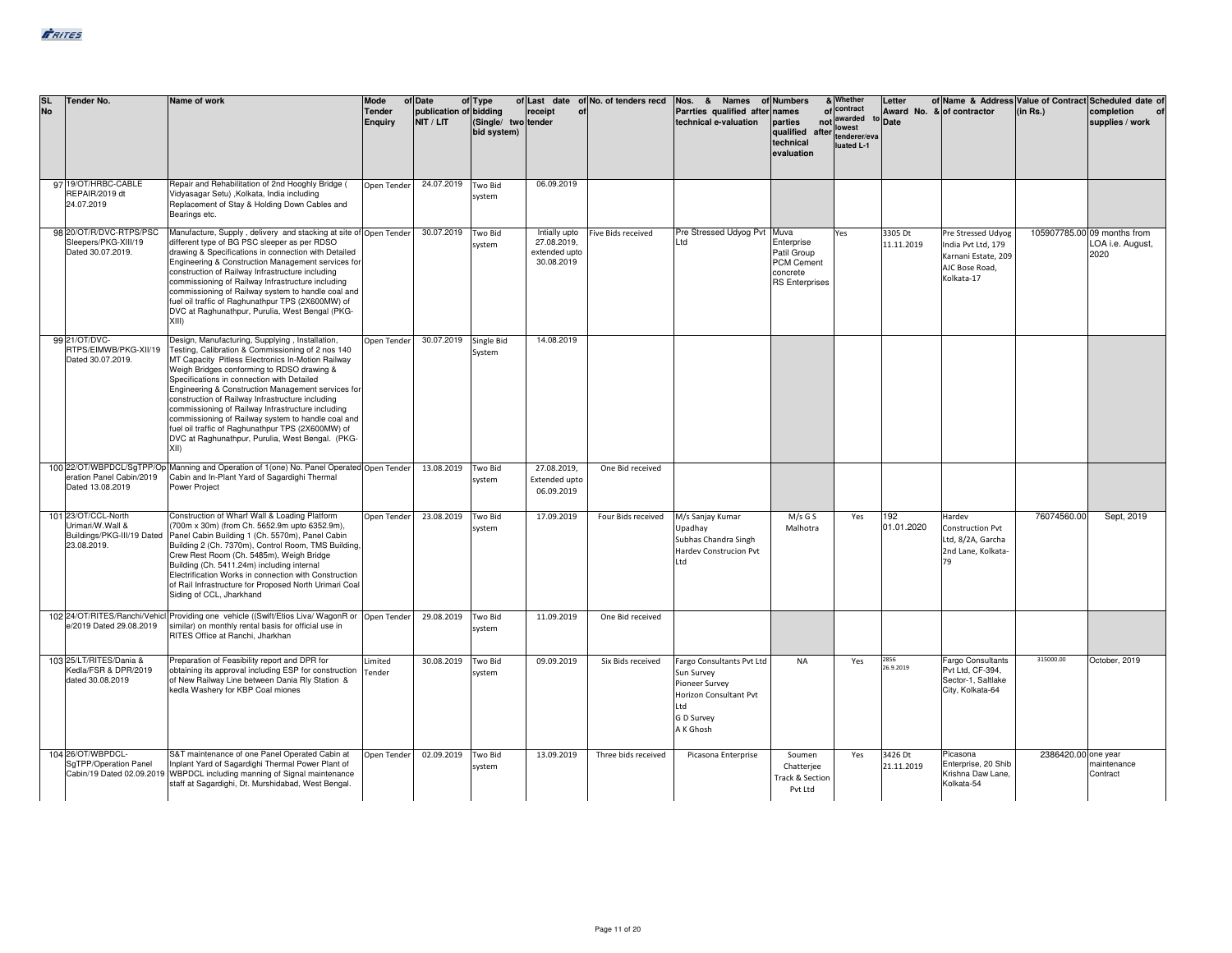| SL No | Tender No. | Name of work | Mode of Tender Enquiry | Date of publication of NIT / LIT | Type of bidding (Single/ two bid system) | Last date of receipt of tender | No. of tenders recd | Nos. & Names of Parrties qualified after technical e-valuation | Numbers & names of parties not qualified after technical evaluation | Whether contract awarded to lowest tenderer/evaluated L-1 | Letter of Award No. & Date | Name & Address of contractor | Value of Contract (in Rs.) | Scheduled date of completion of supplies / work |
|---|---|---|---|---|---|---|---|---|---|---|---|---|---|---|
| 97 | 19/OT/HRBC-CABLE REPAIR/2019 dt 24.07.2019 | Repair and Rehabilitation of 2nd Hooghly Bridge ( Vidyasagar Setu) ,Kolkata, India including Replacement of Stay & Holding Down Cables and Bearings etc. | Open Tender | 24.07.2019 | Two Bid system | 06.09.2019 | | | | | | | | |
| 98 | 20/OT/R/DVC-RTPS/PSC Sleepers/PKG-XIII/19 Dated 30.07.2019. | Manufacture, Supply , delivery and stacking at site of different type of BG PSC sleeper as per RDSO drawing & Specifications in connection with Detailed Engineering & Construction Management services for construction of Railway Infrastructure including commissioning of Railway Infrastructure including commissioning of Railway system to handle coal and fuel oil traffic of Raghunathpur TPS (2X600MW) of DVC at Raghunathpur, Purulia, West Bengal (PKG-XIII) | Open Tender | 30.07.2019 | Two Bid system | Intially upto 27.08.2019, extended upto 30.08.2019 | Five Bids received | Pre Stressed Udyog Pvt Ltd | Muva Enterprise Patil Group PCM Cement concrete RS Enterprises | Yes | 3305 Dt 11.11.2019 | Pre Stressed Udyog India Pvt Ltd, 179 Karnani Estate, 209 AJC Bose Road, Kolkata-17 | 105907785.00 | 09 months from LOA i.e. August, 2020 |
| 99 | 21/OT/DVC-RTPS/EIMWB/PKG-XII/19 Dated 30.07.2019. | Design, Manufacturing, Supplying , Installation, Testing, Calibration & Commissioning of 2 nos 140 MT Capacity Pitless Electronics In-Motion Railway Weigh Bridges conforming to RDSO drawing & Specifications in connection with Detailed Engineering & Construction Management services for construction of Railway Infrastructure including commissioning of Railway Infrastructure including commissioning of Railway system to handle coal and fuel oil traffic of Raghunathpur TPS (2X600MW) of DVC at Raghunathpur, Purulia, West Bengal. (PKG-XII) | Open Tender | 30.07.2019 | Single Bid System | 14.08.2019 | | | | | | | | |
| 100 | 22/OT/WBPDCL/SgTPP/Operation Panel Cabin/2019 Dated 13.08.2019 | Manning and Operation of 1(one) No. Panel Operated Cabin and In-Plant Yard of Sagardighi Thermal Power Project | Open Tender | 13.08.2019 | Two Bid system | 27.08.2019, Extended upto 06.09.2019 | One Bid received | | | | | | | |
| 101 | 23/OT/CCL-North Urimari/W.Wall & Buildings/PKG-III/19 Dated 23.08.2019. | Construction of Wharf Wall & Loading Platform (700m x 30m) (from Ch. 5652.9m upto 6352.9m), Panel Cabin Building 1 (Ch. 5570m), Panel Cabin Building 2 (Ch. 7370m), Control Room, TMS Building, Crew Rest Room (Ch. 5485m), Weigh Bridge Building (Ch. 5411.24m) including internal Electrification Works in connection with Construction of Rail Infrastructure for Proposed North Urimari Coal Siding of CCL, Jharkhand | Open Tender | 23.08.2019 | Two Bid system | 17.09.2019 | Four Bids received | M/s Sanjay Kumar Upadhay Subhas Chandra Singh Hardev Construcion Pvt Ltd | M/s G S Malhotra | Yes | 192 01.01.2020 | Hardev Construction Pvt Ltd, 8/2A, Garcha 2nd Lane, Kolkata-79 | 76074560.00 | Sept, 2019 |
| 102 | 24/OT/RITES/Ranchi/Vehicle/2019 Dated 29.08.2019 | Providing one vehicle ((Swift/Etios Liva/ WagonR or similar) on monthly rental basis for official use in RITES Office at Ranchi, Jharkhan | Open Tender | 29.08.2019 | Two Bid system | 11.09.2019 | One Bid received | | | | | | | |
| 103 | 25/LT/RITES/Dania & Kedla/FSR & DPR/2019 dated 30.08.2019 | Preparation of Feasibility report and DPR for obtaining its approval including ESP for construction of New Railway Line between Dania Rly Station & kedla Washery for KBP Coal miones | Limited Tender | 30.08.2019 | Two Bid system | 09.09.2019 | Six Bids received | Fargo Consultants Pvt Ltd Sun Survey Pioneer Survey Horizon Consultant Pvt Ltd G D Survey A K Ghosh | NA | Yes | 2856 26.9.2019 | Fargo Consultants Pvt Ltd, CF-394, Sector-1, Saltlake City, Kolkata-64 | 315000.00 | October, 2019 |
| 104 | 26/OT/WBPDCL-SgTPP/Operation Panel Cabin/19 Dated 02.09.2019 | S&T maintenance of one Panel Operated Cabin at Inplant Yard of Sagardighi Thermal Power Plant of WBPDCL including manning of Signal maintenance staff at Sagardighi, Dt. Murshidabad, West Bengal. | Open Tender | 02.09.2019 | Two Bid system | 13.09.2019 | Three bids received | Picasona Enterprise | Soumen Chatterjee Track & Section Pvt Ltd | Yes | 3426 Dt 21.11.2019 | Picasona Enterprise, 20 Shib Krishna Daw Lane, Kolkata-54 | 2386420.00 | one year maintenance Contract |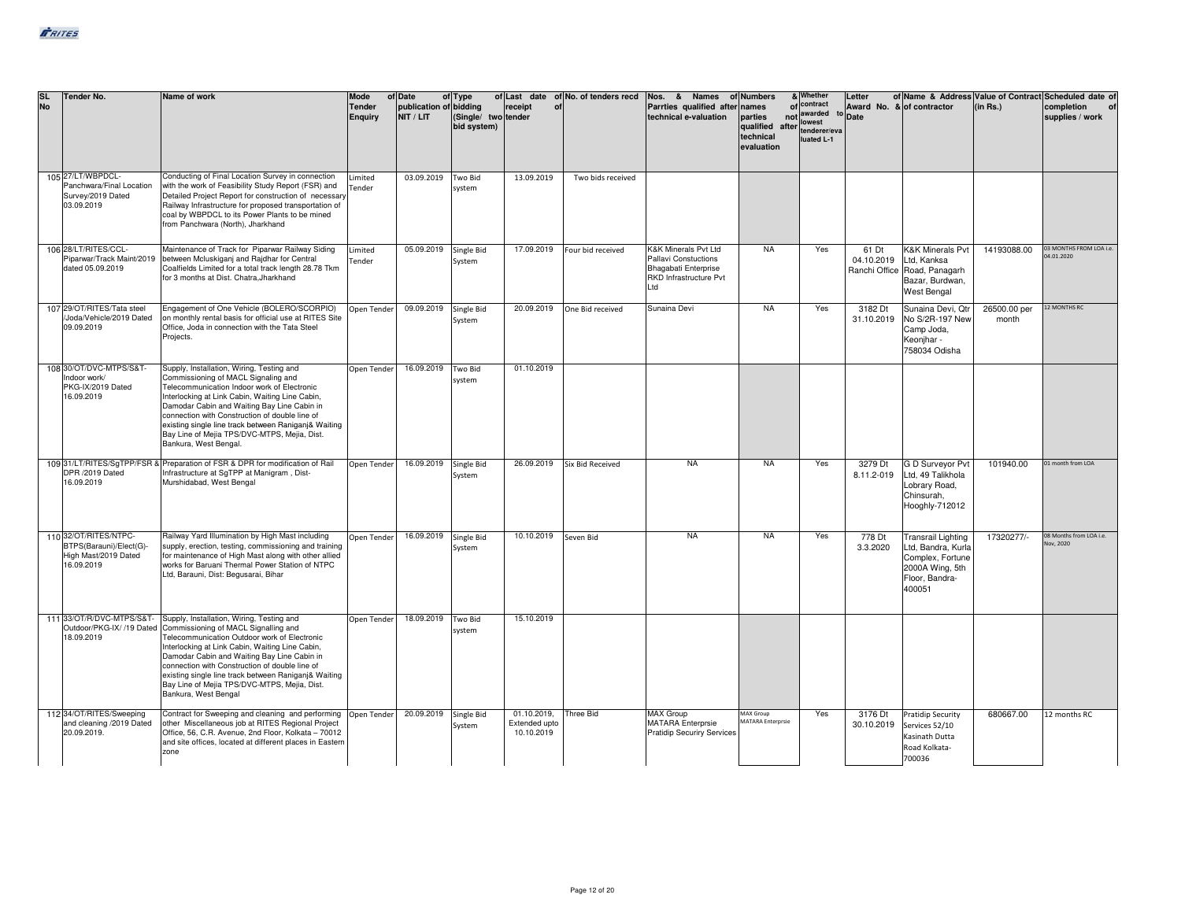| SL No | Tender No. | Name of work | Mode of Tender Enquiry | Date of publication of NIT / LIT | Type of bidding (Single/ two bid system) | Last date of receipt of tender | No. of tenders recd | Nos. & Names of Parrties qualified after technical e-valuation | Numbers & names of parties not qualified after technical evaluation | Whether contract awarded to lowest tenderer/evaluated L-1 | Letter of Award No. & Date | Name & Address of contractor | Value of Contract (in Rs.) | Scheduled date of completion of supplies / work |
|---|---|---|---|---|---|---|---|---|---|---|---|---|---|---|
| 105 | 27/LT/WBPDCL-Panchwara/Final Location Survey/2019 Dated 03.09.2019 | Conducting of Final Location Survey in connection with the work of Feasibility Study Report (FSR) and Detailed Project Report for construction of necessary Railway Infrastructure for proposed transportation of coal by WBPDCL to its Power Plants to be mined from Panchwara (North), Jharkhand | Limited Tender | 03.09.2019 | Two Bid system | 13.09.2019 | Two bids received | | | | | | | |
| 106 | 28/LT/RITES/CCL-Piparwar/Track Maint/2019 dated 05.09.2019 | Maintenance of Track for Piparwar Railway Siding between Mcluskiganj and Rajdhar for Central Coalfields Limited for a total track length 28.78 Tkm for 3 months at Dist. Chatra,Jharkhand | Limited Tender | 05.09.2019 | Single Bid System | 17.09.2019 | Four bid received | K&K Minerals Pvt Ltd Pallavi Constuctions Bhagabati Enterprise RKD Infrastructure Pvt Ltd | NA | Yes | 61 Dt 04.10.2019 Ranchi Office | K&K Minerals Pvt Ltd, Kanksa Road, Panagarh Bazar, Burdwan, West Bengal | 14193088.00 | 03 MONTHS FROM LOA i.e. 04.01.2020 |
| 107 | 29/OT/RITES/Tata steel /Joda/Vehicle/2019 Dated 09.09.2019 | Engagement of One Vehicle (BOLERO/SCORPIO) on monthly rental basis for official use at RITES Site Office, Joda in connection with the Tata Steel Projects. | Open Tender | 09.09.2019 | Single Bid System | 20.09.2019 | One Bid received | Sunaina Devi | NA | Yes | 3182 Dt 31.10.2019 | Sunaina Devi, Qtr No S/2R-197 New Camp Joda, Keonjhar - 758034 Odisha | 26500.00 per month | 12 MONTHS RC |
| 108 | 30/OT/DVC-MTPS/S&T-Indoor work/ PKG-IX/2019 Dated 16.09.2019 | Supply, Installation, Wiring, Testing and Commissioning of MACL Signaling and Telecommunication Indoor work of Electronic Interlocking at Link Cabin, Waiting Line Cabin, Damodar Cabin and Waiting Bay Line Cabin in connection with Construction of double line of existing single line track between Raniganj& Waiting Bay Line of Mejia TPS/DVC-MTPS, Mejia, Dist. Bankura, West Bengal. | Open Tender | 16.09.2019 | Two Bid system | 01.10.2019 | | | | | | | | |
| 109 | 31/LT/RITES/SgTPP/FSR & DPR /2019 Dated 16.09.2019 | Preparation of FSR & DPR for modification of Rail Infrastructure at SgTPP at Manigram , Dist-Murshidabad, West Bengal | Open Tender | 16.09.2019 | Single Bid System | 26.09.2019 | Six Bid Received | NA | NA | Yes | 3279 Dt 8.11.2-019 | G D Surveyor Pvt Ltd, 49 Talikhola Lobrary Road, Chinsurah, Hooghly-712012 | 101940.00 | 01 month from LOA |
| 110 | 32/OT/RITES/NTPC-BTPS(Barauni)/Elect(G)-High Mast/2019 Dated 16.09.2019 | Railway Yard Illumination by High Mast including supply, erection, testing, commissioning and training for maintenance of High Mast along with other allied works for Baruani Thermal Power Station of NTPC Ltd, Barauni, Dist: Begusarai, Bihar | Open Tender | 16.09.2019 | Single Bid System | 10.10.2019 | Seven Bid | NA | NA | Yes | 778 Dt 3.3.2020 | Transrail Lighting Ltd, Bandra, Kurla Complex, Fortune 2000A Wing, 5th Floor, Bandra-400051 | 17320277/- | 08 Months from LOA i.e. Nov, 2020 |
| 111 | 33/OT/R/DVC-MTPS/S&T-Outdoor/PKG-IX/ /19 Dated 18.09.2019 | Supply, Installation, Wiring, Testing and Commissioning of MACL Signalling and Telecommunication Outdoor work of Electronic Interlocking at Link Cabin, Waiting Line Cabin, Damodar Cabin and Waiting Bay Line Cabin in connection with Construction of double line of existing single line track between Raniganj& Waiting Bay Line of Mejia TPS/DVC-MTPS, Mejia, Dist. Bankura, West Bengal | Open Tender | 18.09.2019 | Two Bid system | 15.10.2019 | | | | | | | | |
| 112 | 34/OT/RITES/Sweeping and cleaning /2019 Dated 20.09.2019. | Contract for Sweeping and cleaning and performing other Miscellaneous job at RITES Regional Project Office, 56, C.R. Avenue, 2nd Floor, Kolkata – 70012 and site offices, located at different places in Eastern zone | Open Tender | 20.09.2019 | Single Bid System | 01.10.2019, Extended upto 10.10.2019 | Three Bid | MAX Group MATARA Enterprsie Pratidip Securiry Services | MAX Group MATARA Enterprsie | Yes | 3176 Dt 30.10.2019 | Pratidip Security Services 52/10 Kasinath Dutta Road Kolkata-700036 | 680667.00 | 12 months RC |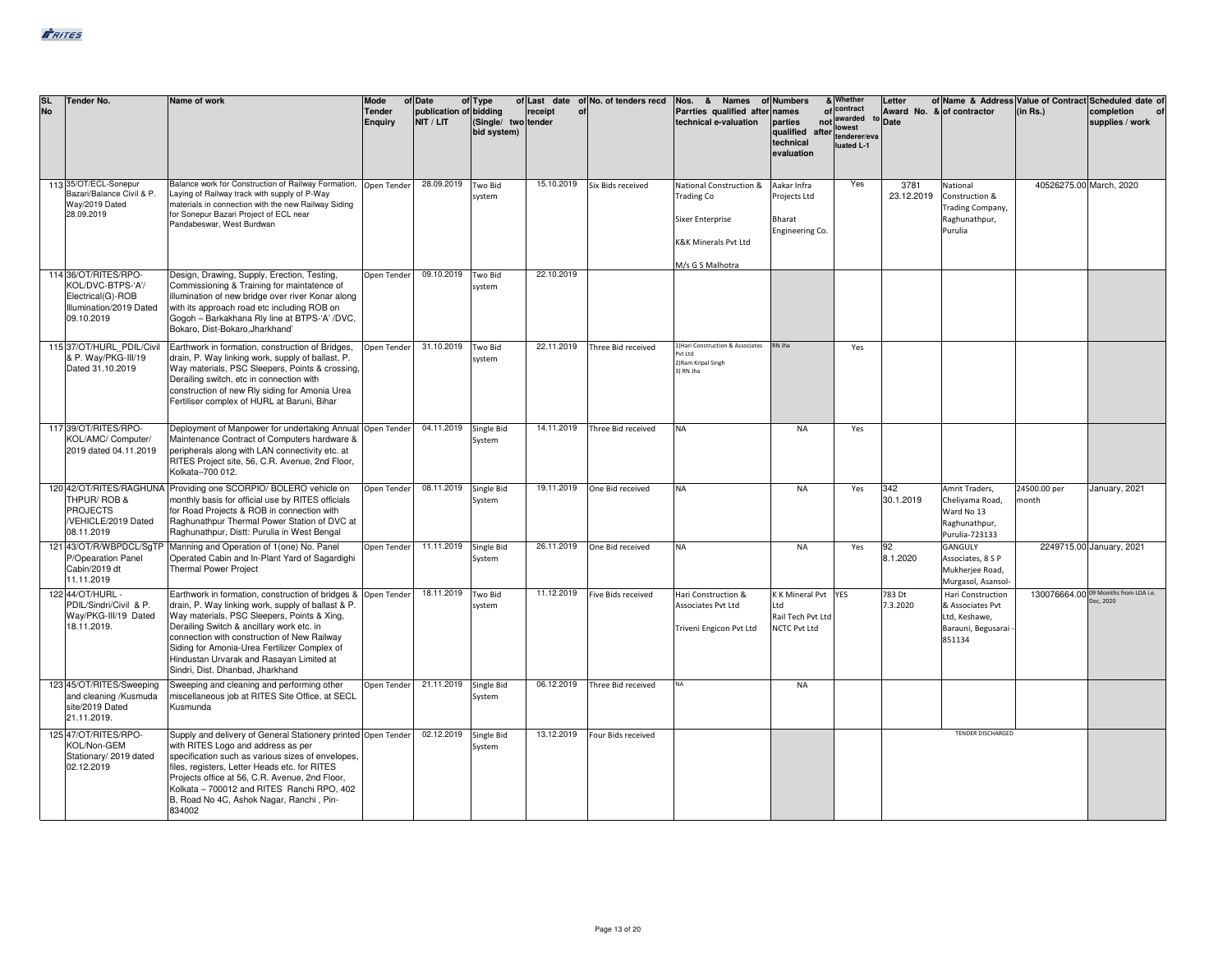| SL No | Tender No. | Name of work | Mode of Tender Enquiry | Date of publication of NIT / LIT | Type of bidding (Single/ two bid system) | Last date of receipt of tender | No. of tenders recd | Nos. & Names of Parrties qualified after technical e-valuation | Numbers & names of parties not qualified after technical evaluation | Whether contract awarded to lowest tenderer/evaluated L-1 | Letter of Award No. & Date | Name & Address of contractor | Value of Contract (in Rs.) | Scheduled date of completion of supplies / work |
|---|---|---|---|---|---|---|---|---|---|---|---|---|---|---|
| 113 | 35/OT/ECL-Sonepur Bazari/Balance Civil & P. Way/2019 Dated 28.09.2019 | Balance work for Construction of Railway Formation, Laying of Railway track with supply of P-Way materials in connection with the new Railway Siding for Sonepur Bazari Project of ECL near Pandabeswar, West Burdwan | Open Tender | 28.09.2019 | Two Bid system | 15.10.2019 | Six Bids received | National Construction & Trading Co<br>Sixer Enterprise<br>K&K Minerals Pvt Ltd<br>M/s G S Malhotra | Aakar Infra Projects Ltd<br>Bharat Engineering Co. | Yes | 3781 23.12.2019 | National Construction & Trading Company, Raghunathpur, Purulia | 40526275.00 | March, 2020 |
| 114 | 36/OT/RITES/RPO-KOL/DVC-BTPS-'A'/ Electrical(G)-ROB Illumination/2019 Dated 09.10.2019 | Design, Drawing, Supply, Erection, Testing, Commissioning & Training for maintatence of illumination of new bridge over river Konar along with its approach road etc including ROB on Gogoh – Barkakhana Rly line at BTPS-'A' /DVC, Bokaro, Dist-Bokaro,Jharkhand' | Open Tender | 09.10.2019 | Two Bid system | 22.10.2019 | | | | | | | | |
| 115 | 37/OT/HURL_PDIL/Civil & P. Way/PKG-III/19 Dated 31.10.2019 | Earthwork in formation, construction of Bridges, drain, P. Way linking work, supply of ballast, P. Way materials, PSC Sleepers, Points & crossing, Derailing switch, etc in connection with construction of new Rly siding for Amonia Urea Fertiliser complex of HURL at Baruni, Bihar | Open Tender | 31.10.2019 | Two Bid system | 22.11.2019 | Three Bid received | 1)Hari Construction & Associates Pvt Ltd<br>2)Ram Kripal Singh<br>3) RN Jha | RN Jha | Yes | | | | |
| 117 | 39/OT/RITES/RPO-KOL/AMC/ Computer/ 2019 dated 04.11.2019 | Deployment of Manpower for undertaking Annual Maintenance Contract of Computers hardware & peripherals along with LAN connectivity etc. at RITES Project site, 56, C.R. Avenue, 2nd Floor, Kolkata–700 012. | Open Tender | 04.11.2019 | Single Bid System | 14.11.2019 | Three Bid received | NA | NA | Yes | | | | |
| 120 | 42/OT/RITES/RAGHUNATHPUR/ ROB & PROJECTS /VEHICLE/2019 Dated 08.11.2019 | Providing one SCORPIO/ BOLERO vehicle on monthly basis for official use by RITES officials for Road Projects & ROB in connection with Raghunathpur Thermal Power Station of DVC at Raghunathpur, Distt: Purulia in West Bengal | Open Tender | 08.11.2019 | Single Bid System | 19.11.2019 | One Bid received | NA | NA | Yes | 342 30.1.2019 | Amrit Traders, Cheliyama Road, Ward No 13 Raghunathpur, Purulia-723133 | 24500.00 per month | January, 2021 |
| 121 | 43/OT/R/WBPDCL/SgTPP/Opearation Panel Cabin/2019 dt 11.11.2019 | Manning and Operation of 1(one) No. Panel Operated Cabin and In-Plant Yard of Sagardighi Thermal Power Project | Open Tender | 11.11.2019 | Single Bid System | 26.11.2019 | One Bid received | NA | NA | Yes | 92 8.1.2020 | GANGULY Associates, 8 S P Mukherjee Road, Murgasol, Asansol- | 2249715.00 | January, 2021 |
| 122 | 44/OT/HURL - PDIL/Sindri/Civil & P. Way/PKG-III/19 Dated 18.11.2019. | Earthwork in formation, construction of bridges & drain, P. Way linking work, supply of ballast & P. Way materials, PSC Sleepers, Points & Xing, Derailing Switch & ancillary work etc. in connection with construction of New Railway Siding for Amonia-Urea Fertilizer Complex of Hindustan Urvarak and Rasayan Limited at Sindri, Dist. Dhanbad, Jharkhand | Open Tender | 18.11.2019 | Two Bid system | 11.12.2019 | Five Bids received | Hari Construction & Associates Pvt Ltd<br>Triveni Engicon Pvt Ltd | K K Mineral Pvt Ltd<br>Rail Tech Pvt Ltd<br>NCTC Pvt Ltd | YES | 783 Dt 7.3.2020 | Hari Construction & Associates Pvt Ltd, Keshawe, Barauni, Begusarai - 851134 | 130076664.00 | 09 Moinths from LOA i.e. Dec, 2020 |
| 123 | 45/OT/RITES/Sweeping and cleaning /Kusmuda site/2019 Dated 21.11.2019. | Sweeping and cleaning and performing other miscellaneous job at RITES Site Office, at SECL Kusmunda | Open Tender | 21.11.2019 | Single Bid System | 06.12.2019 | Three Bid received | NA | NA | | | | | |
| 125 | 47/OT/RITES/RPO-KOL/Non-GEM Stationary/ 2019 dated 02.12.2019 | Supply and delivery of General Stationery printed with RITES Logo and address as per specification such as various sizes of envelopes, files, registers, Letter Heads etc. for RITES Projects office at 56, C.R. Avenue, 2nd Floor, Kolkata – 700012 and RITES Ranchi RPO, 402 B, Road No 4C, Ashok Nagar, Ranchi , Pin-834002 | Open Tender | 02.12.2019 | Single Bid System | 13.12.2019 | Four Bids received | | | | | TENDER DISCHARGED | | |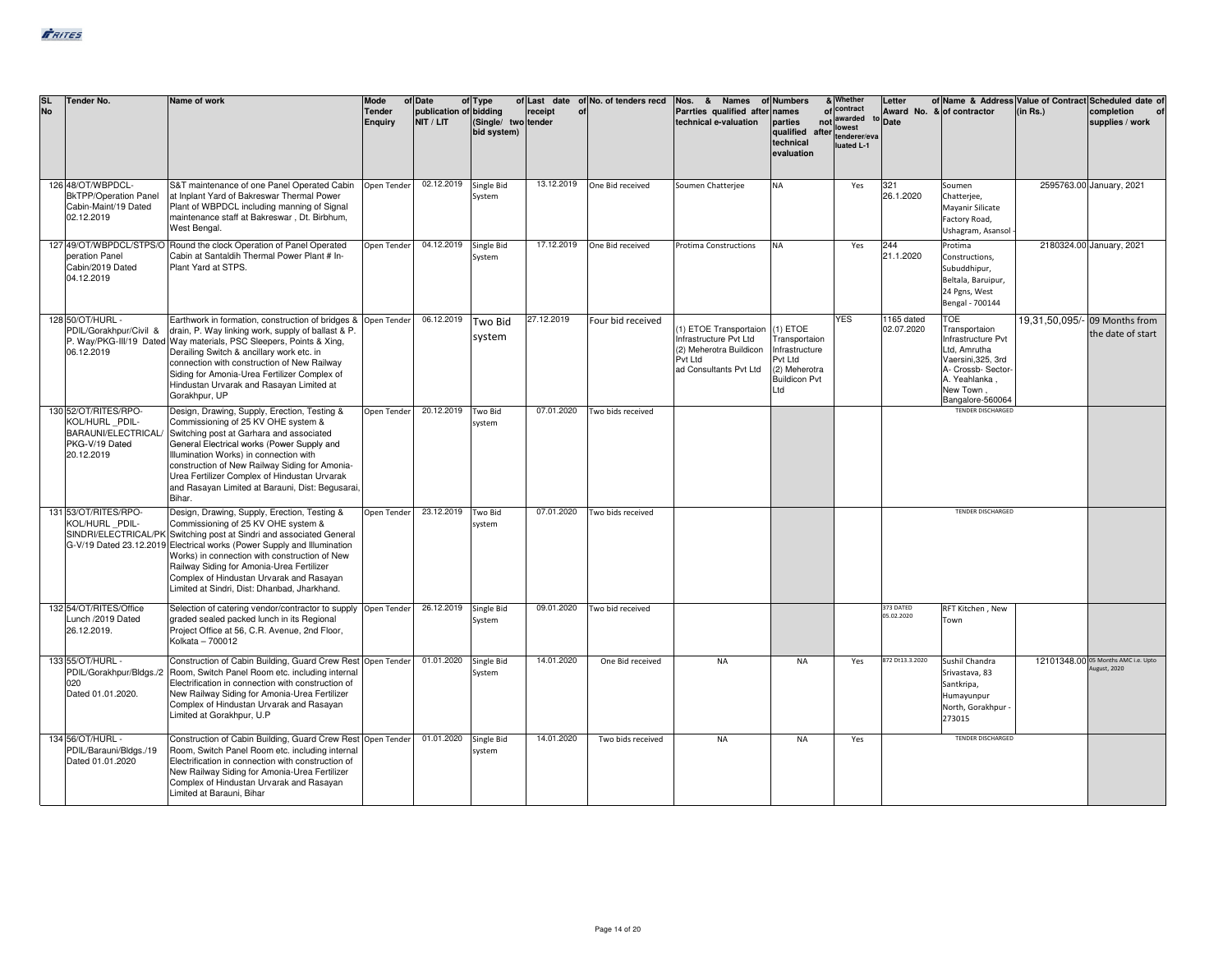| SL No | Tender No. | Name of work | Mode of Tender Enquiry | Date of publication of NIT / LIT | Type of bidding (Single/ two bid system) | Last date of receipt of tender | No. of tenders recd | Nos. & Names of Parrties qualified after technical e-valuation | Numbers & names of parties not qualified after technical evaluation | Whether contract awarded to lowest tenderer/evaluated L-1 | Letter of Award No. & Date | Name & Address of contractor | Value of Contract (in Rs.) | Scheduled date of completion of supplies / work |
|---|---|---|---|---|---|---|---|---|---|---|---|---|---|---|
| 126 | 48/OT/WBPDCL-BkTPP/Operation Panel Cabin-Maint/19 Dated 02.12.2019 | S&T maintenance of one Panel Operated Cabin at Inplant Yard of Bakreswar Thermal Power Plant of WBPDCL including manning of Signal maintenance staff at Bakreswar , Dt. Birbhum, West Bengal. | Open Tender | 02.12.2019 | Single Bid System | 13.12.2019 | One Bid received | Soumen Chatterjee | NA | Yes | 321 26.1.2020 | Soumen Chatterjee, Mayanir Silicate Factory Road, Ushagram, Asansol - | 2595763.00 | January, 2021 |
| 127 | 49/OT/WBPDCL/STPS/Operation Panel Cabin/2019 Dated 04.12.2019 | Round the clock Operation of Panel Operated Cabin at Santaldih Thermal Power Plant # In-Plant Yard at STPS. | Open Tender | 04.12.2019 | Single Bid System | 17.12.2019 | One Bid received | Protima Constructions | NA | Yes | 244 21.1.2020 | Protima Constructions, Subuddhipur, Beltala, Baruipur, 24 Pgns, West Bengal - 700144 | 2180324.00 | January, 2021 |
| 128 | 50/OT/HURL - PDIL/Gorakhpur/Civil & P. Way/PKG-III/19 Dated 06.12.2019 | Earthwork in formation, construction of bridges & drain, P. Way linking work, supply of ballast & P. Way materials, PSC Sleepers, Points & Xing, Derailing Switch & ancillary work etc. in connection with construction of New Railway Siding for Amonia-Urea Fertilizer Complex of Hindustan Urvarak and Rasayan Limited at Gorakhpur, UP | Open Tender | 06.12.2019 | Two Bid system | 27.12.2019 | Four bid received | (1) ETOE Transportaion Infrastructure Pvt Ltd (2) Meherotra Buildicon Pvt Ltd ad Consultants Pvt Ltd | (1) ETOE Transportaion Infrastructure Pvt Ltd (2) Meherotra Buildicon Pvt Ltd | YES | 1165 dated 02.07.2020 | TOE Transportaion Infrastructure Pvt Ltd, Amrutha Vaersini,325, 3rd A- Crossb- Sector-A. Yeahlanka , New Town , Bangalore-560064 | 19,31,50,095/- | 09 Months from the date of start |
| 130 | 52/OT/RITES/RPO-KOL/HURL _PDIL-BARAUNI/ELECTRICAL/PKG-V/19 Dated 20.12.2019 | Design, Drawing, Supply, Erection, Testing & Commissioning of 25 KV OHE system & Switching post at Garhara and associated General Electrical works (Power Supply and Illumination Works) in connection with construction of New Railway Siding for Amonia-Urea Fertilizer Complex of Hindustan Urvarak and Rasayan Limited at Barauni, Dist: Begusarai, Bihar. | Open Tender | 20.12.2019 | Two Bid system | 07.01.2020 | Two bids received | | | | | TENDER DISCHARGED | | |
| 131 | 53/OT/RITES/RPO-KOL/HURL _PDIL-SINDRI/ELECTRICAL/PKG-V/19 Dated 23.12.2019 | Design, Drawing, Supply, Erection, Testing & Commissioning of 25 KV OHE system & Switching post at Sindri and associated General Electrical works (Power Supply and Illumination Works) in connection with construction of New Railway Siding for Amonia-Urea Fertilizer Complex of Hindustan Urvarak and Rasayan Limited at Sindri, Dist: Dhanbad, Jharkhand. | Open Tender | 23.12.2019 | Two Bid system | 07.01.2020 | Two bids received | | | | | TENDER DISCHARGED | | |
| 132 | 54/OT/RITES/Office Lunch /2019 Dated 26.12.2019. | Selection of catering vendor/contractor to supply graded sealed packed lunch in its Regional Project Office at 56, C.R. Avenue, 2nd Floor, Kolkata – 700012 | Open Tender | 26.12.2019 | Single Bid System | 09.01.2020 | Two bid received | | | | 373 DATED 05.02.2020 | RFT Kitchen , New Town | | |
| 133 | 55/OT/HURL - PDIL/Gorakhpur/Bldgs./2020 Dated 01.01.2020. | Construction of Cabin Building, Guard Crew Rest Room, Switch Panel Room etc. including internal Electrification in connection with construction of New Railway Siding for Amonia-Urea Fertilizer Complex of Hindustan Urvarak and Rasayan Limited at Gorakhpur, U.P | Open Tender | 01.01.2020 | Single Bid System | 14.01.2020 | One Bid received | NA | NA | Yes | 872 Dt13.3.2020 | Sushil Chandra Srivastava, 83 Santkripa, Humayunpur North, Gorakhpur - 273015 | 12101348.00 | 05 Months AMC i.e. Upto August, 2020 |
| 134 | 56/OT/HURL - PDIL/Barauni/Bldgs./19 Dated 01.01.2020 | Construction of Cabin Building, Guard Crew Rest Room, Switch Panel Room etc. including internal Electrification in connection with construction of New Railway Siding for Amonia-Urea Fertilizer Complex of Hindustan Urvarak and Rasayan Limited at Barauni, Bihar | Open Tender | 01.01.2020 | Single Bid system | 14.01.2020 | Two bids received | NA | NA | Yes | | TENDER DISCHARGED | | |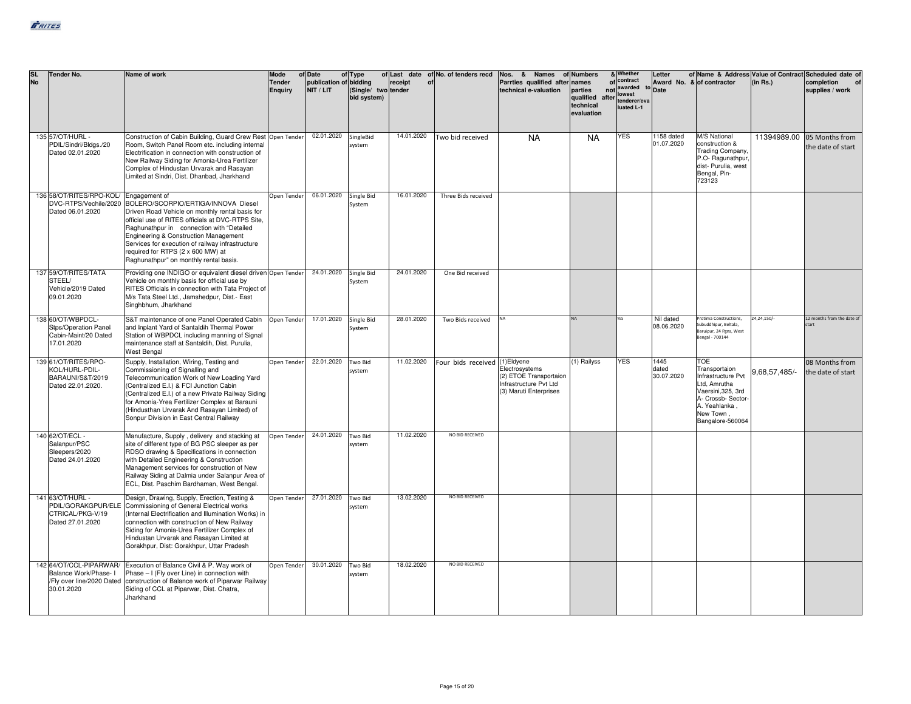| SL No | Tender No. | Name of work | Mode of Tender Enquiry | Date of publication of NIT / LIT | Type of bidding (Single/ two bid system) | Last date of receipt of tender | No. of tenders recd | Nos. & Names of Parrties qualified after technical e-valuation | Numbers & names of parties not qualified after technical evaluation | Whether contract awarded to lowest tenderer/evaluated L-1 | Letter of Award No. & Date | Name & Address of contractor | Value of Contract (in Rs.) | Scheduled date of completion of supplies / work |
|---|---|---|---|---|---|---|---|---|---|---|---|---|---|---|
| 135 | 57/OT/HURL -PDIL/Sindri/Bldgs./20 Dated 02.01.2020 | Construction of Cabin Building, Guard Crew Rest Room, Switch Panel Room etc. including internal Electrification in connection with construction of New Railway Siding for Amonia-Urea Fertilizer Complex of Hindustan Urvarak and Rasayan Limited at Sindri, Dist. Dhanbad, Jharkhand | Open Tender | 02.01.2020 | SingleBid system | 14.01.2020 | Two bid received | NA | NA | YES | 1158 dated 01.07.2020 | M/S National construction & Trading Company, P.O- Ragunathpur, dist- Purulia, west Bengal, Pin-723123 | 11394989.00 | 05 Months from the date of start |
| 136 | 58/OT/RITES/RPO-KOL/ DVC-RTPS/Vechile/2020 Dated 06.01.2020 | Engagement of BOLERO/SCORPIO/ERTIGA/INNOVA Diesel Driven Road Vehicle on monthly rental basis for official use of RITES officials at DVC-RTPS Site, Raghunathpur in connection with "Detailed Engineering & Construction Management Services for execution of railway infrastructure required for RTPS (2 x 600 MW) at Raghunathpur" on monthly rental basis. | Open Tender | 06.01.2020 | Single Bid System | 16.01.2020 | Three Bids received | | | | | | | |
| 137 | 59/OT/RITES/TATA STEEL/ Vehicle/2019 Dated 09.01.2020 | Providing one INDIGO or equivalent diesel driven Vehicle on monthly basis for official use by RITES Officials in connection with Tata Project of M/s Tata Steel Ltd., Jamshedpur, Dist.- East Singhbhum, Jharkhand | Open Tender | 24.01.2020 | Single Bid System | 24.01.2020 | One Bid received | | | | | | | |
| 138 | 60/OT/WBPDCL-Stps/Operation Panel Cabin-Maint/20 Dated 17.01.2020 | S&T maintenance of one Panel Operated Cabin and Inplant Yard of Santaldih Thermal Power Station of WBPDCL including manning of Signal maintenance staff at Santaldih, Dist. Purulia, West Bengal | Open Tender | 17.01.2020 | Single Bid System | 28.01.2020 | Two Bids received | NA | NA | YES | Nil dated 08.06.2020 | Protima Constructions, Subuddhipur, Beltala, Baruipur, 24 Pgns, West Bengal - 700144 | 24,24,150/- | 12 months from the date of start |
| 139 | 61/OT/RITES/RPO-KOL/HURL-PDIL-BARAUNI/S&T/2019 Dated 22.01.2020. | Supply, Installation, Wiring, Testing and Commissioning of Signalling and Telecommunication Work of New Loading Yard (Centralized E.I.) & FCI Junction Cabin (Centralized E.I.) of a new Private Railway Siding for Amonia-Yrea Fertilizer Complex at Barauni (Hindusthan Urvarak And Rasayan Limited) of Sonpur Division in East Central Railway | Open Tender | 22.01.2020 | Two Bid system | 11.02.2020 | Four bids received | (1)Eldyene Electrosystems (2) ETOE Transportaion Infrastructure Pvt Ltd (3) Maruti Enterprises | (1) Railyss | YES | 1445 dated 30.07.2020 | TOE Transportaion Infrastructure Pvt Ltd, Amrutha Vaersini,325, 3rd A- Crossb- Sector-A. Yeahlanka , New Town , Bangalore-560064 | 9,68,57,485/- | 08 Months from the date of start |
| 140 | 62/OT/ECL - Salanpur/PSC Sleepers/2020 Dated 24.01.2020 | Manufacture, Supply , delivery and stacking at site of different type of BG PSC sleeper as per RDSO drawing & Specifications in connection with Detailed Engineering & Construction Management services for construction of New Railway Siding at Dalmia under Salanpur Area of ECL, Dist. Paschim Bardhaman, West Bengal. | Open Tender | 24.01.2020 | Two Bid system | 11.02.2020 | NO BID RECEIVED | | | | | | | |
| 141 | 63/OT/HURL - PDIL/GORAKGPUR/ELECTRICAL/PKG-V/19 Dated 27.01.2020 | Design, Drawing, Supply, Erection, Testing & Commissioning of General Electrical works (Internal Electrification and Illumination Works) in connection with construction of New Railway Siding for Amonia-Urea Fertilizer Complex of Hindustan Urvarak and Rasayan Limited at Gorakhpur, Dist: Gorakhpur, Uttar Pradesh | Open Tender | 27.01.2020 | Two Bid system | 13.02.2020 | NO BID RECEIVED | | | | | | | |
| 142 | 64/OT/CCL-PIPARWAR/ Balance Work/Phase- I /Fly over line/2020 Dated 30.01.2020 | Execution of Balance Civil & P. Way work of Phase – I (Fly over Line) in connection with construction of Balance work of Piparwar Railway Siding of CCL at Piparwar, Dist. Chatra, Jharkhand | Open Tender | 30.01.2020 | Two Bid system | 18.02.2020 | NO BID RECEIVED | | | | | | | |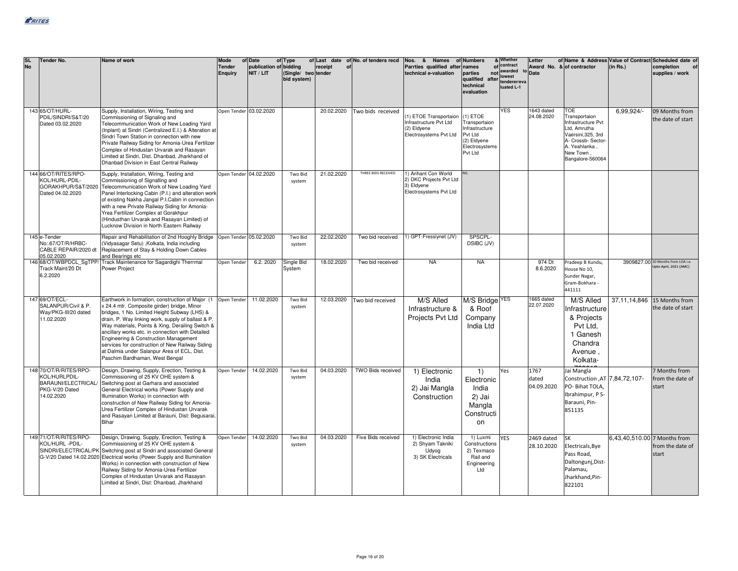| SL No | Tender No. | Name of work | Mode of Tender Enquiry | Date of publication of NIT / LIT | Type of bidding (Single/ two bid system) | Last date of receipt of tender | No. of tenders recd | Nos. & Names of Parrties qualified after technical e-valuation | Numbers & names of parties not qualified after technical evaluation | Whether contract awarded to lowest tenderer/evaluated L-1 | Letter of Award No. & Date | Name & Address of contractor | Value of Contract (in Rs.) | Scheduled date of completion of supplies / work |
|---|---|---|---|---|---|---|---|---|---|---|---|---|---|---|
| 143 | 65/OT/HURL-PDIL/SINDRI/S&T/20 Dated 03.02.2020 | Supply, Installation, Wiring, Testing and Commissioning of Signaling and Telecommunication Work of New Loading Yard (Inplant) at Sindri (Centralized E.I.) & Alteration at Sindri Town Station in connection with new Private Railway Siding for Amonia-Urea Fertilizer Complex of Hindustan Urvarak and Rasayan Limited at Sindri, Dist. Dhanbad, Jharkhand of Dhanbad Division in East Central Railway | Open Tender | 03.02.2020 | | 20.02.2020 | Two bids received | (1) ETOE Transportaion Infrastructure Pvt Ltd (2) Eldyene Electrosystems Pvt Ltd | (1) ETOE Transportaion Infrastructure Pvt Ltd (2) Eldyene Electrosystems Pvt Ltd | YES | 1643 dated 24.08.2020 | TOE Transportaion Infrastructure Pvt Ltd, Amrutha Vaersini,325, 3rd A- Crossb- Sector-A. Yeahlanka , New Town , Bangalore-560064 | 6,99,924/- | 09 Months from the date of start |
| 144 | 66/OT/RITES/RPO-KOL/HURL-PDIL-GORAKHPUR/S&T/2020 Dated 04.02.2020 | Supply, Installation, Wiring, Testing and Commissioning of Signalling and Telecommunication Work of New Loading Yard Panel Interlocking Cabin (P.I.) and alteration work of existing Nakha Jangal P.I.Cabin in connection with a new Private Railway Siding for Amonia-Yrea Fertilizer Complex at Gorakhpur (Hindusthan Urvarak and Rasayan Limited) of Lucknow Division in North Eastern Railway | Open Tender | 04.02.2020 | Two Bid system | 21.02.2020 | THREE BIDS RECEIVED | 1) Arihant Con World 2) DKC Projects Pvt Ltd 3) Eldyene Electrosystems Pvt Ltd | NIL | | | | | |
| 145 | e-Tender No:.67/OT/R/HRBC-CABLE REPAIR/2020 dt 05.02.2020 | Repair and Rehabilitation of 2nd Hooghly Bridge (Vidyasagar Setu) ,Kolkata, India including Replacement of Stay & Holding Down Cables and Bearings etc | Open Tender | 05.02.2020 | Two Bid system | 22.02.2020 | Two bid received | 1) GPT-Fressiynet (JV) | SPSCPL-DSIBC (JV) | | | | | |
| 146 | 68/OT/WBPDCL_SgTPP/Track Maint/20 Dt 6.2.2020 | Track Maintenance for Sagardighi Therrmal Power Project | Open Tender | 6.2. 2020 | Single Bid System | 18.02.2020 | Two bid received | NA | NA | | 974 Dt 8.6.2020 | Pradeep B Kundu, House No 10, Sunder Nagar, Gram-Bokhara - 441111 | 3909827.00 | 10 Months from LOA i.e. Upto April, 2021 (AMC) |
| 147 | 69/OT/ECL-SALANPUR/Civil & P. Way/PKG-III/20 dated 11.02.2020 | Earthwork in formation, construction of Major (1 x 24.4 mtr. Composite girder) bridge, Minor bridges, 1 No. Limited Height Subway (LHS) & drain, P. Way linking work, supply of ballast & P. Way materials, Points & Xing, Derailing Switch & ancillary works etc. in connection with Detailed Engineering & Construction Management services for construction of New Railway Siding at Dalmia under Salanpur Area of ECL, Dist. Paschim Bardhaman, West Bengal | Open Tender | 11.02.2020 | Two Bid system | 12.03.2020 | Two bid received | M/S Alled Infrastructure & Projects Pvt Ltd | M/S Bridge & Roof Company India Ltd | YES | 1665 dated 22.07.2020 | M/S Alled Infrastructure & Projects Pvt Ltd, 1 Ganesh Chandra Avenue , Kolkata- | 37,11,14,846 | 15 Months from the date of start |
| 148 | 70/OT/R/RITES/RPO-KOL/HURLPDIL-BARAUNI/ELECTRICAL/PKG-V/20 Dated 14.02.2020 | Design, Drawing, Supply, Erection, Testing & Commissioning of 25 KV OHE system & Switching post at Garhara and associated General Electrical works (Power Supply and Illumination Works) in connection with construction of New Railway Siding for Amonia-Urea Fertilizer Complex of Hindustan Urvarak and Rasayan Limited at Barauni, Dist: Begusarai, Bihar | Open Tender | 14.02.2020 | Two Bid system | 04.03.2020 | TWO Bids received | 1) Electronic India 2) Jai Mangla Construction | 1) Electronic India 2) Jai Mangla Construction | Yes | 1767 dated 04.09.2020 | Jai Mangla Construction ,AT PO- Bihat TOLA, Ibrahimpur, P S- Barauni, Pin-851135 | 7,84,72,107- | 7 Months from from the date of start |
| 149 | 71/OT/R/RITES/RPO-KOL/HURL -PDIL-SINDRI/ELECTRICAL/PKG-V/20 Dated 14.02.2020 | Design, Drawing, Supply, Erection, Testing & Commissioning of 25 KV OHE system & Switching post at Sindri and associated General Electrical works (Power Supply and Illumination Works) in connection with construction of New Railway Siding for Amonia-Urea Fertilizer Complex of Hindustan Urvarak and Rasayan Limited at Sindri, Dist: Dhanbad, Jharkhand | Open Tender | 14.02.2020 | Two Bid system | 04.03.2020 | Five Bids received | 1) Electronic India 2) Shyam Takniki Udyog 3) SK Electricals | 1) Luxmi Constructions 2) Texmaco Rail and Engineering Ltd | YES | 2469 dated 28.10.2020 | SK Electricals,Bye Pass Road, Daltongunj,Dist-Palamau, Jharkhand,Pin-822101 | 6,43,40,510.00 | 7 Months from from the date of start |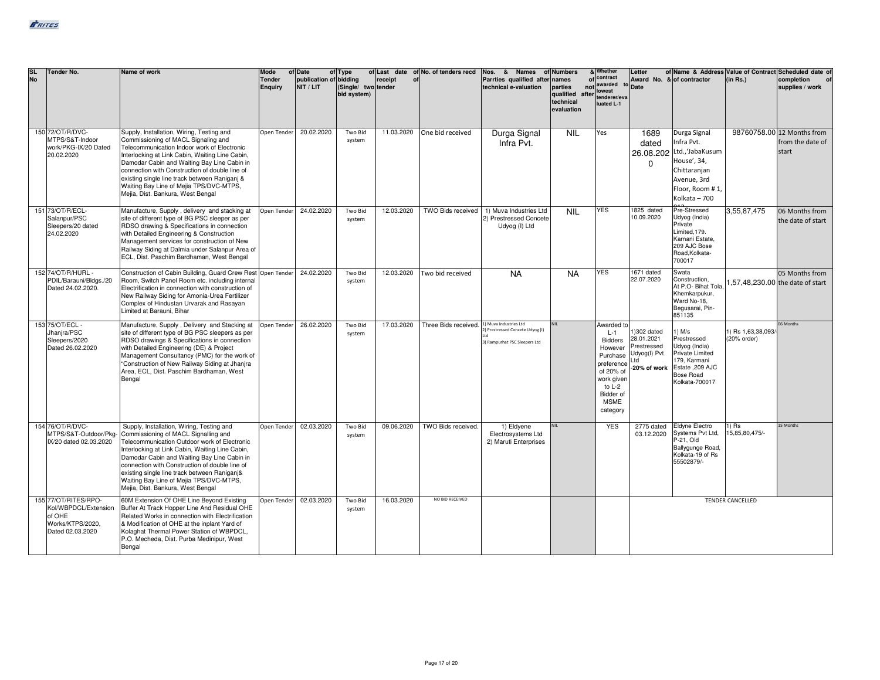| SL No | Tender No. | Name of work | Mode of Tender Enquiry | Date of publication of NIT / LIT | Type of bidding (Single/ two bid system) | Last date of receipt of tender | No. of tenders recd | Nos. & Names of Parrties qualified after technical e-valuation | Numbers & names of parties not qualified after technical evaluation | Whether contract awarded to lowest tenderer/evaluated L-1 | Letter of Award No. & Date | Name & Address of contractor | Value of Contract (in Rs.) | Scheduled date of completion of supplies / work |
|---|---|---|---|---|---|---|---|---|---|---|---|---|---|---|
| 150 | 72/OT/R/DVC-MTPS/S&T-Indoor work/PKG-IX/20 Dated 20.02.2020 | Supply, Installation, Wiring, Testing and Commissioning of MACL Signaling and Telecommunication Indoor work of Electronic Interlocking at Link Cabin, Waiting Line Cabin, Damodar Cabin and Waiting Bay Line Cabin in connection with Construction of double line of existing single line track between Raniganj & Waiting Bay Line of Mejia TPS/DVC-MTPS, Mejia, Dist. Bankura, West Bengal | Open Tender | 20.02.2020 | Two Bid system | 11.03.2020 | One bid received | Durga Signal Infra Pvt. | NIL | Yes | 1689 dated 26.08.2020 | Durga Signal Infra Pvt. Ltd.,'JabaKusum House', 34, Chittaranjan Avenue, 3rd Floor, Room # 1, Kolkata – 700 012 | 98760758.00 | 12 Months from from the date of start |
| 151 | 73/OT/R/ECL-Salanpur/PSC Sleepers/20 dated 24.02.2020 | Manufacture, Supply , delivery and stacking at site of different type of BG PSC sleeper as per RDSO drawing & Specifications in connection with Detailed Engineering & Construction Management services for construction of New Railway Siding at Dalmia under Salanpur Area of ECL, Dist. Paschim Bardhaman, West Bengal | Open Tender | 24.02.2020 | Two Bid system | 12.03.2020 | TWO Bids received | 1) Muva Industries Ltd 2) Prestressed Concete Udyog (I) Ltd | NIL | YES | 1825 dated 10.09.2020 | Pre-Stressed Udyog (India) Private Limited,179. Karnani Estate, 209 AJC Bose Road,Kolkata-700017 | 3,55,87,475 | 06 Months from the date of start |
| 152 | 74/OT/R/HURL - PDIL/Barauni/Bldgs./20 Dated 24.02.2020. | Construction of Cabin Building, Guard Crew Rest Room, Switch Panel Room etc. including internal Electrification in connection with construction of New Railway Siding for Amonia-Urea Fertilizer Complex of Hindustan Urvarak and Rasayan Limited at Barauni, Bihar | Open Tender | 24.02.2020 | Two Bid system | 12.03.2020 | Two bid received | NA | NA | YES | 1671 dated 22.07.2020 | Swata Construction, At P.O- Bihat Tola, Khemkarpukur, Ward No-18, Begusarai, Pin-851135 | 1,57,48,230.00 | 05 Months from the date of start |
| 153 | 75/OT/ECL - Jhanjra/PSC Sleepers/2020 Dated 26.02.2020 | Manufacture, Supply , Delivery and Stacking at site of different type of BG PSC sleepers as per RDSO drawings & Specifications in connection with Detailed Engineering (DE) & Project Management Consultancy (PMC) for the work of "Construction of New Railway Siding at Jhanjra Area, ECL, Dist. Paschim Bardhaman, West Bengal | Open Tender | 26.02.2020 | Two Bid system | 17.03.2020 | Three Bids received. | 1) Muva Industries Ltd 2) Prestressed Concete Udyog (I) Ltd 3) Rampurhat PSC Sleepers Ltd | NIL | Awarded to L-1 Bidders However Purchase preference of 20% of work given to L-2 Bidder of MSME category | 1)302 dated 28.01.2021 Prestressed Udyog(I) Pvt Ltd -20% of work | 1) M/s Prestressed Udyog (India) Private Limited 179, Karmani Estate ,209 AJC Bose Road Kolkata-700017 | 1) Rs 1,63,38,093/- (20% order) | 06 Months |
| 154 | 76/OT/R/DVC-MTPS/S&T-Outdoor/Pkg-IX/20 dated 02.03.2020 | Supply, Installation, Wiring, Testing and Commissioning of MACL Signalling and Telecommunication Outdoor work of Electronic Interlocking at Link Cabin, Waiting Line Cabin, Damodar Cabin and Waiting Bay Line Cabin in connection with Construction of double line of existing single line track between Raniganj& Waiting Bay Line of Mejia TPS/DVC-MTPS, Mejia, Dist. Bankura, West Bengal | Open Tender | 02.03.2020 | Two Bid system | 09.06.2020 | TWO Bids received. | 1) Eldyene Electrosystems Ltd 2) Maruti Enterprises | NIL | YES | 2775 dated 03.12.2020 | Eldyne Electro Systems Pvt Ltd, P-21, Old Ballygunge Road, Kolkata-19 of Rs 55502879/- | 1) Rs 15,85,80,475/- | 15 Months |
| 155 | 77/OT/RITES/RPO-Kol/WBPDCL/Extension of OHE Works/KTPS/2020, Dated 02.03.2020 | 60M Extension Of OHE Line Beyond Existing Buffer At Track Hopper Line And Residual OHE Related Works in connection with Electrification & Modification of OHE at the inplant Yard of Kolaghat Thermal Power Station of WBPDCL, P.O. Mecheda, Dist. Purba Medinipur, West Bengal | Open Tender | 02.03.2020 | Two Bid system | 16.03.2020 | NO BID RECEIVED | | | | | TENDER CANCELLED | | |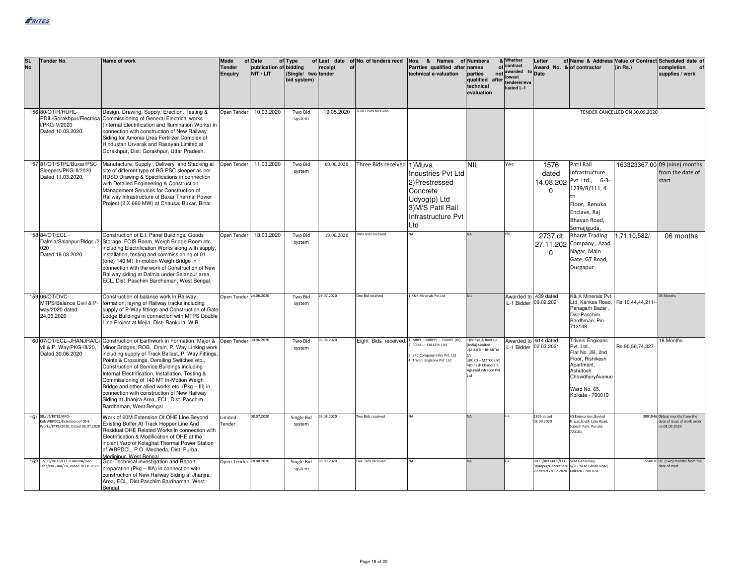| SL No | Tender No. | Name of work | Mode of Tender Enquiry | Date of publication of NIT / LIT | Type of bidding (Single/ two bid system) | Last date of receipt of tender | No. of tenders recd | Nos. & Names of Parrties qualified after technical e-valuation | Numbers & names of parties not qualified after technical evaluation | Whether contract awarded to lowest tenderer/evaluated L-1 | Letter of Award No. & Date | Name & Address of contractor | Value of Contract (in Rs.) | Scheduled date of completion of supplies / work |
|---|---|---|---|---|---|---|---|---|---|---|---|---|---|---|
| 156 | 80/OT/R/HURL-PDIL/Gorakhpur/Electrical/PKG-V/2020 Dated 10.03.2020. | Design, Drawing, Supply, Erection, Testing & Commissioning of General Electrical works (Internal Electrification and Illumination Works) in connection with construction of New Railway Siding for Amonia-Urea Fertilizer Complex of Hindustan Urvarak and Rasayan Limited at Gorakhpur, Dist: Gorakhpur, Uttar Pradesh. | Open Tender | 10.03.2020 | Two Bid system | 19.05.2020 | THREE bids received. | | | | TENDER CANCELLED ON 30.09.2020 | | | |
| 157 | 81/OT/STPL/Buxar/PSC Sleepers/PKG-II/2020 Dated 11.03.2020. | Manufacture, Supply , Delivery and Stacking at site of different type of BG PSC sleeper as per RDSO Drawing & Specifications in connection with Detailed Engineering & Construction Management Services for Construction of Railway Infrastructure of Buxar Thermal Power Project (2 X 660 MW) at Chausa, Buxar, Bihar | Open Tender | 11.03.2020 | Two Bid system | 08.06.2020 | Three Bids received | 1)Muva Industries Pvt Ltd 2)Prestressed Concrete Udyog(p) Ltd 3)M/S Patil Rail Infrastructure Pvt Ltd | NIL | Yes | 1576 dated 14.08.2020 | Patil Rail Infrastructure Pvt. Ltd., 6-3-1239/B/111, 4 th Floor, Renuka Enclave, Raj Bhavan Road, Somajiguda, | 163323367.00 | 09 (nine) months from the date of start |
| 158 | 84/OT/ECL - Dalmia/Salanpur/Bldgs./2020 Dated 18.03.2020 | Construction of E.I. Panel Buildings, Goods Storage, FOIS Room, Weigh Bridge Room etc. including Electrification Works along with supply, installation, testing and commissioning of 01 (one) 140 MT In-motion Weigh Bridge in connection with the work of Construction of New Railway siding at Dalmia under Salanpur area, ECL, Dist. Paschim Bardhaman, West Bengal. | Open Tender | 18.03.2020 | Two Bid system | 19.06.2020 | TWO Bids received. | NA | NA | YES | 2737 dt 27.11.2020 | Bharat Trading Company , Azad Nagar, Main Gate, GT Road, Durgapur | 1,71,10,582/- | 06 months |
| 159 | 06/OT/DVC-MTPS/Balance Civil & P-way/2020 dated 24.06.2020 | Construction of balance work in Railway formation, laying of Railway tracks including supply of P-Way fittings and Construction of Gate Lodge Buildings in connection with MTPS Double Line Project at Mejia, Dist- Bankura, W.B. | Open Tender | 24.06.2020 | Two Bid system | 29.07.2020 | One Bid received | 1)K&K Minerals Pvt Ltd | NIL | Awarded to L-1 Bidder | 439 dated 09.02.2021 | K& K Minerals Pvt Ltd, Kanksa Road, Panagarh Bazar , Dist-Paschim Bardhman, Pin-713148 | Rs 10,44,44,211/- | 05 Months |
| 160 | 07/OT/ECL–JHANJRA/Civil & P. Way/PKG-III/20, Dated 30.06.2020 | Construction of Earthwork in Formation, Major & Minor Bridges, ROB, Drain, P. Way Linking work including supply of Track Ballast, P. Way Fittings, Points & Crossings, Derailing Switches etc., Construction of Service Buildings including Internal Electrification, Installation, Testing & Commissioning of 140 MT In-Motion Weigh Bridge and other allied works etc. (Pkg – III) in connection with construction of New Railway Siding at Jhanjra Area, ECL, Dist. Paschim Bardhaman, West Bengal | Open Tender | 30.06.2020 | Two Bid system | 06.08.2020 | Eight Bids received. | 1) MBPL – MIRPPL – TSRNPL (JV) 2) ROYAL – CMATPL (JV) 3) SRC Company Infra Pvt. Ltd 4) Triveni Engicons Pvt. Ltd | 1)Bridge & Roof Co. (India) Limited 2)ALLIED – BHARTIA (JV 3)R)KD – MTTCC (JV) 4)Dinesh Chandra R. Agrawal Infracon Pvt. Ltd | Awarded to L-1 Bidder | 614 dated 02.03.2021 | Triveni Engicons Pvt. Ltd., Flat No. 2B, 2nd Floor, Rishikesh Apartment, Ashutosh ChowdhuryAvenue, Ward No. 65, Kolkata - 700019 | Rs 90,56,74,327- | 18 Months |
| 161 | 08./LT/RITES/RPO-Kol/WBPDCL/Extension of OHE Works/KTPS/2020, Dated 08.07.2020 | Work of 60M Extension Of OHE Line Beyond Existing Buffer At Track Hopper Line And Residual OHE Related Works in connection with Electrification & Modification of OHE at the inplant Yard of Kolaghat Thermal Power Station of WBPDCL, P.O. Mecheda, Dist. Purba Medinipur, West Bengal | Limited Tender | 08.07.2020 | Single Bid system | 09.08.2020 | Two Bids received | NA | NA | L-1 | 1805 dated 08.09.2020 | VS Enterprises,Govind Niwas,South Lake Road, Subash Park, Purulia-723101 | 3991946 | 06(six) months from the date of issue of work order i.e.08.09.2020 |
| 162 | 12/OT/RITES/ECL-JHANJRA/Geo-Tech/PKG-IIIA/20, Dated 28.08.2020 | Geo-Technical investigation and Report preparation (Pkg – IIIA) in connection with construction of New Railway Siding at Jhanjra Area, ECL, Dist.Paschim Bardhaman, West Bengal | Open Tender | 28.08.2020 | Single Bid system | 08.09.2020 | Five Bids received | NA | NA | L-1 | RITES/RPO-KOL/ECL-Salanpur/Geotech/20 20 dated 28.12.2020 | SKM Geosurvey 6/26, M.M.Ghosh Road, Kolkata - 700 074. | 1558076 | 02 (Two) months from the date of start. |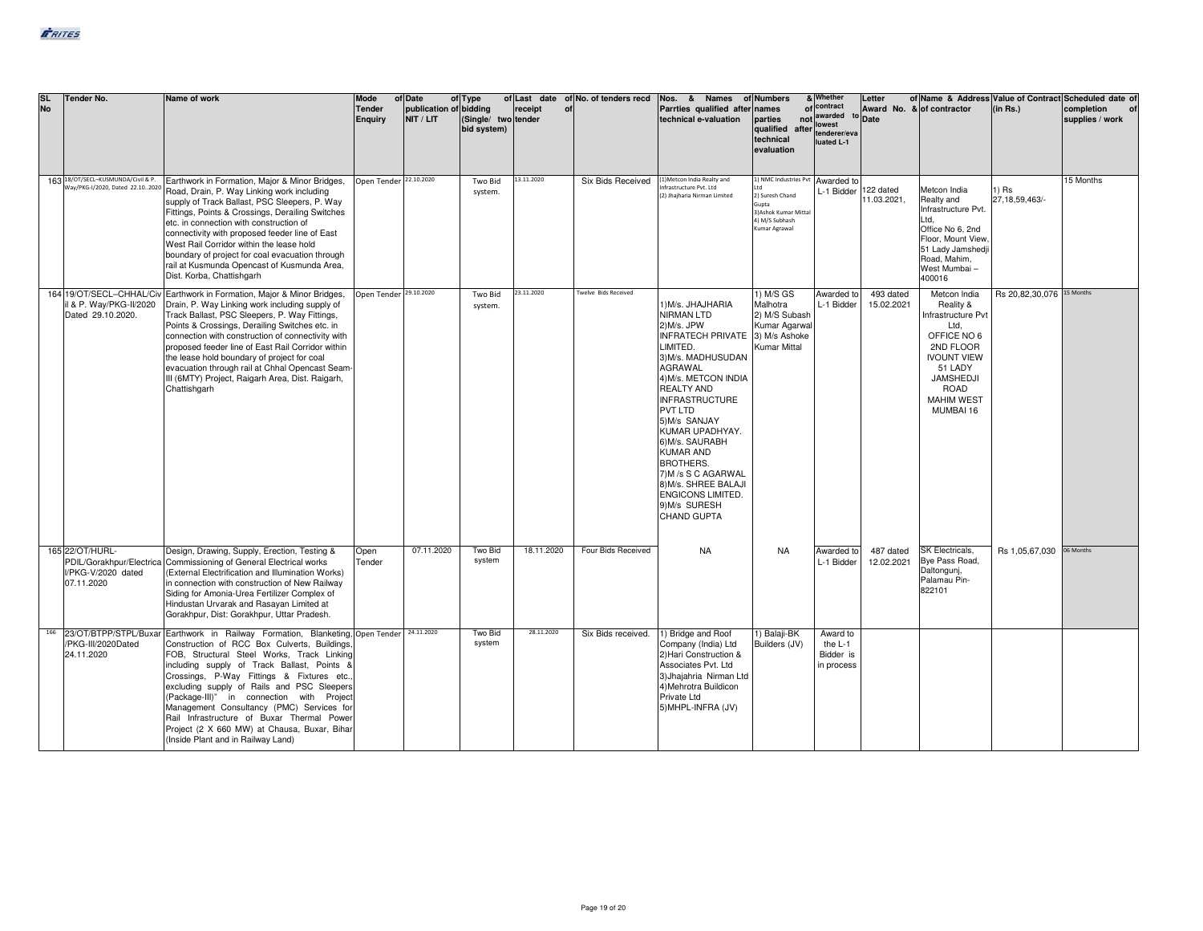| SL No | Tender No. | Name of work | Mode of Tender Enquiry | Date of publication of NIT / LIT | Type of bidding (Single/ two bid system) | Last date of receipt of tender | No. of tenders recd | Nos. & Names of Parrties qualified after technical e-valuation | Numbers & names of parties not qualified after technical evaluation | Whether contract awarded to lowest tenderer/evaluated L-1 | Letter of Award No. & Date | Name & Address of contractor | Value of Contract (in Rs.) | Scheduled date of completion of supplies / work |
|---|---|---|---|---|---|---|---|---|---|---|---|---|---|---|
| 163 | 18/OT/SECL-KUSMUNDA/Civil & P. Way/PKG-I/2020, Dated 22.10..2020 | Earthwork in Formation, Major & Minor Bridges, Road, Drain, P. Way Linking work including supply of Track Ballast, PSC Sleepers, P. Way Fittings, Points & Crossings, Derailing Switches etc. in connection with construction of connectivity with proposed feeder line of East West Rail Corridor within the lease hold boundary of project for coal evacuation through rail at Kusmunda Opencast of Kusmunda Area, Dist. Korba, Chattishgarh | Open Tender | 22.10.2020 | Two Bid system. | 13.11.2020 | Six Bids Received | (1)Metcon India Realty and Infrastructure Pvt. Ltd (2) Jhajharia Nirman Limited | 1) NMC Industries Pvt Ltd 2) Suresh Chand Gupta 3)Ashok Kumar Mittal 4) M/S Subhash Kumar Agrawal | Awarded to L-1 Bidder | 122 dated 11.03.2021, | Metcon India Realty and Infrastructure Pvt. Ltd, Office No 6, 2nd Floor, Mount View, 51 Lady Jamshedji Road, Mahim, West Mumbai – 400016 | 1) Rs 27,18,59,463/- | 15 Months |
| 164 | 19/OT/SECL–CHHAL/Civil & P. Way/PKG-II/2020 Dated 29.10.2020. | Earthwork in Formation, Major & Minor Bridges, Drain, P. Way Linking work including supply of Track Ballast, PSC Sleepers, P. Way Fittings, Points & Crossings, Derailing Switches etc. in connection with construction of connectivity with proposed feeder line of East Rail Corridor within the lease hold boundary of project for coal evacuation through rail at Chhal Opencast Seam-III (6MTY) Project, Raigarh Area, Dist. Raigarh, Chattishgarh | Open Tender | 29.10.2020 | Two Bid system. | 23.11.2020 | Twelve Bids Received | 1)M/s. JHAJHARIA NIRMAN LTD 2)M/s. JPW INFRATECH PRIVATE LIMITED. 3)M/s. MADHUSUDAN AGRAWAL 4)M/s. METCON INDIA REALTY AND INFRASTRUCTURE PVT LTD 5)M/s SANJAY KUMAR UPADHYAY. 6)M/s. SAURABH KUMAR AND BROTHERS. 7)M /s S C AGARWAL 8)M/s. SHREE BALAJI ENGICONS LIMITED. 9)M/s SURESH CHAND GUPTA | 1) M/S GS Malhotra 2) M/S Subash Kumar Agarwal 3) M/s Ashoke Kumar Mittal | Awarded to L-1 Bidder | 493 dated 15.02.2021 | Metcon India Reality & Infrastructure Pvt Ltd, OFFICE NO 6 2ND FLOOR IVOUNT VIEW 51 LADY JAMSHEDJI ROAD MAHIM WEST MUMBAI 16 | Rs 20,82,30,076 | 15 Months |
| 165 | 22/OT/HURL-PDIL/Gorakhpur/Electrical/PKG-V/2020 dated 07.11.2020 | Design, Drawing, Supply, Erection, Testing & Commissioning of General Electrical works (External Electrification and Illumination Works) in connection with construction of New Railway Siding for Amonia-Urea Fertilizer Complex of Hindustan Urvarak and Rasayan Limited at Gorakhpur, Dist: Gorakhpur, Uttar Pradesh. | Open Tender | 07.11.2020 | Two Bid system | 18.11.2020 | Four Bids Received | NA | NA | Awarded to L-1 Bidder | 487 dated 12.02.2021 | SK Electricals, Bye Pass Road, Daltongunj, Palamau Pin-822101 | Rs 1,05,67,030 | 06 Months |
| 166 | 23/OT/BTPP/STPL/Buxar/PKG-III/2020Dated 24.11.2020 | Earthwork in Railway Formation, Blanketing, Construction of RCC Box Culverts, Buildings, FOB, Structural Steel Works, Track Linking including supply of Track Ballast, Points & Crossings, P-Way Fittings & Fixtures etc., excluding supply of Rails and PSC Sleepers (Package-III)" in connection with Project Management Consultancy (PMC) Services for Rail Infrastructure of Buxar Thermal Power Project (2 X 660 MW) at Chausa, Buxar, Bihar (Inside Plant and in Railway Land) | Open Tender | 24.11.2020 | Two Bid system | 28.11.2020 | Six Bids received. | 1) Bridge and Roof Company (India) Ltd 2)Hari Construction & Associates Pvt. Ltd 3)Jhajahria Nirman Ltd 4)Mehrotra Buildicon Private Ltd 5)MHPL-INFRA (JV) | 1) Balaji-BK Builders (JV) | Award to the L-1 Bidder is in process | | | | |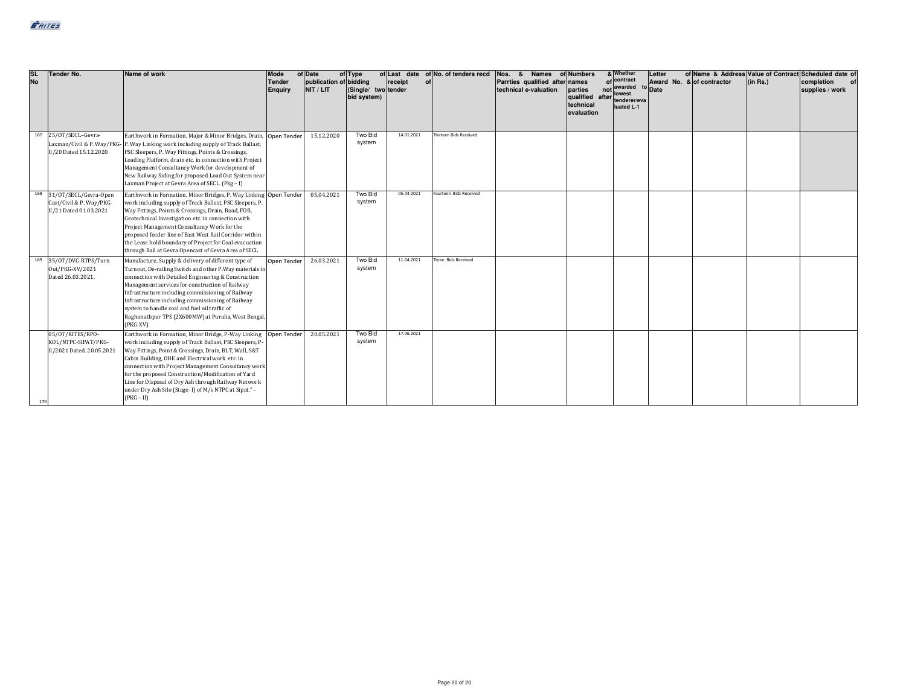| SL No | Tender No. | Name of work | Mode of Tender Enquiry | Date of publication of NIT / LIT | Type of bidding (Single/ two bid system) | Last date of receipt of tender | No. of tenders recd | Nos. & Names of Parrties qualified after technical e-valuation | Numbers & names of parties not qualified after technical evaluation | Whether contract awarded to lowest tenderer/evaluated L-1 | Letter of Award No. & Date | Name & Address of contractor | Value of Contract (in Rs.) | Scheduled date of completion of supplies / work |
|---|---|---|---|---|---|---|---|---|---|---|---|---|---|---|
| 167 | 25/OT/SECL–Gevra-Laxman/Civil & P. Way/PKG-II/20 Dated 15.12.2020 | Earthwork in Formation, Major & Minor Bridges, Drain, P. Way Linking work including supply of Track Ballast, PSC Sleepers, P. Way Fittings, Points & Crossings, Loading Platform, drain etc. in connection with Project Management Consultancy Work for development of New Railway Siding for proposed Load Out System near Laxman Project at Gevra Area of SECL. (Pkg – I) | Open Tender | 15.12.2020 | Two Bid system | 14.01.2021 | Thirteen Bids Received | | | | | | | |
| 168 | 31/OT/SECL/Gevra-Open Cast/Civil & P. Way/PKG-II/21 Dated 01.03.2021 | Earthwork in Formation, Minor Bridges, P. Way Linking work including supply of Track Ballast, PSC Sleepers, P. Way Fittings, Points & Crossings, Drain, Road, FOB, Geotechnical Investigation etc. in connection with Project Management Consultancy Work for the proposed feeder line of East West Rail Corridor within the Lease hold boundary of Project for Coal evacuation through Rail at Gevra Opencast of Gevra Area of SECL | Open Tender | 05.04.2021 | Two Bid system | 05.04.2021 | Fourteen Bids Received | | | | | | | |
| 169 | 35/OT/DVC-RTPS/Turn Out/PKG-XV/2021 Dated 26.03.2021. | Manufacture, Supply & delivery of different type of Turnout, De-railing Switch and other P.Way materials in connection with Detailed Engineering & Construction Management services for construction of Railway Infrastructure including commissioning of Railway Infrastructure including commissioning of Railway system to handle coal and fuel oil traffic of Raghunathpur TPS (2X600MW) at Purulia, West Bengal, (PKG-XV) | Open Tender | 26.03.2021 | Two Bid system | 11.04.2021 | Three Bids Received | | | | | | | |
| 170 | 05/OT/RITES/RPO-KOL/NTPC-SIPAT/PKG-II/2021 Dated. 20.05.2021 | Earthwork in Formation, Minor Bridge, P-Way Linking work including supply of Track Ballast, PSC Sleepers, P-Way Fittings, Point & Crossings, Drain, BLT, Wall, S&T Cabin Building, OHE and Electrical work etc. in connection with Project Management Consultancy work for the proposed Construction/Modification of Yard Line for Disposal of Dry Ash through Railway Network under Dry Ash Silo (Stage- I) of M/s NTPC at Sipat." – (PKG – II) | Open Tender | 20.05.2021 | Two Bid system | 17.06.2021 | | | | | | | | |